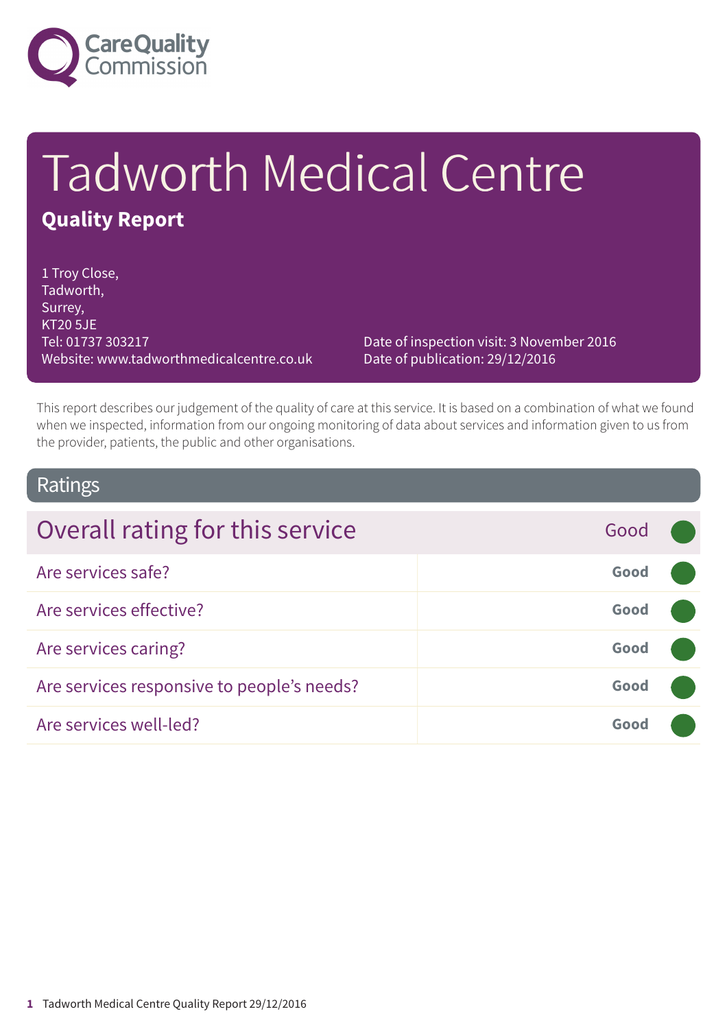Care Quality Commission

# Tadworth Medical Centre

## Quality Report

1 Troy Close,
Tadworth,
Surrey,
KT20 5JE
Tel: 01737 303217
Website: www.tadworthmedicalcentre.co.uk

Date of inspection visit: 3 November 2016
Date of publication: 29/12/2016

This report describes our judgement of the quality of care at this service. It is based on a combination of what we found when we inspected, information from our ongoing monitoring of data about services and information given to us from the provider, patients, the public and other organisations.

## Ratings

| Overall rating for this service | Good |
| --- | --- |
| Are services safe? | **Good** |
| Are services effective? | **Good** |
| Are services caring? | **Good** |
| Are services responsive to people's needs? | **Good** |
| Are services well-led? | **Good** |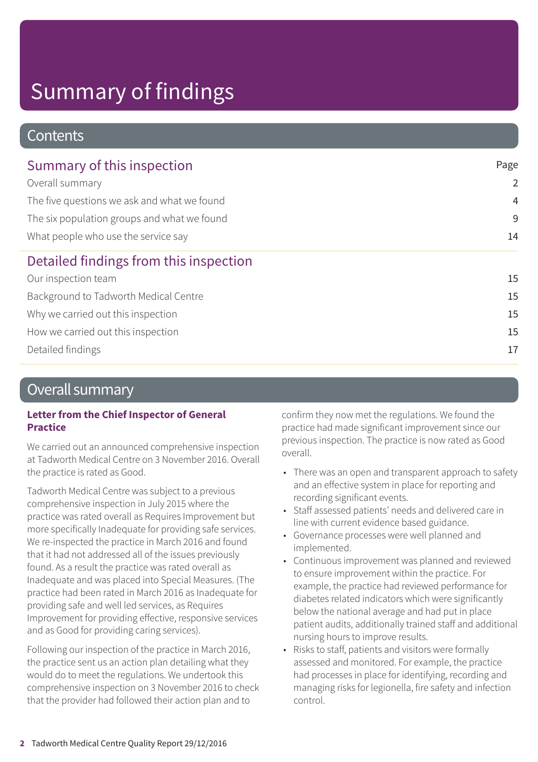# Summary of findings

## Contents

| Summary of this inspection | Page |
| --- | --- |
| Overall summary | 2 |
| The five questions we ask and what we found | 4 |
| The six population groups and what we found | 9 |
| What people who use the service say | 14 |
| **Detailed findings from this inspection** | |
| Our inspection team | 15 |
| Background to Tadworth Medical Centre | 15 |
| Why we carried out this inspection | 15 |
| How we carried out this inspection | 15 |
| Detailed findings | 17 |

## Overall summary

### Letter from the Chief Inspector of General Practice

We carried out an announced comprehensive inspection at Tadworth Medical Centre on 3 November 2016. Overall the practice is rated as Good.

Tadworth Medical Centre was subject to a previous comprehensive inspection in July 2015 where the practice was rated overall as Requires Improvement but more specifically Inadequate for providing safe services. We re-inspected the practice in March 2016 and found that it had not addressed all of the issues previously found. As a result the practice was rated overall as Inadequate and was placed into Special Measures. (The practice had been rated in March 2016 as Inadequate for providing safe and well led services, as Requires Improvement for providing effective, responsive services and as Good for providing caring services).

Following our inspection of the practice in March 2016, the practice sent us an action plan detailing what they would do to meet the regulations. We undertook this comprehensive inspection on 3 November 2016 to check that the provider had followed their action plan and to confirm they now met the regulations. We found the practice had made significant improvement since our previous inspection. The practice is now rated as Good overall.

- There was an open and transparent approach to safety and an effective system in place for reporting and recording significant events.
- Staff assessed patients' needs and delivered care in line with current evidence based guidance.
- Governance processes were well planned and implemented.
- Continuous improvement was planned and reviewed to ensure improvement within the practice. For example, the practice had reviewed performance for diabetes related indicators which were significantly below the national average and had put in place patient audits, additionally trained staff and additional nursing hours to improve results.
- Risks to staff, patients and visitors were formally assessed and monitored. For example, the practice had processes in place for identifying, recording and managing risks for legionella, fire safety and infection control.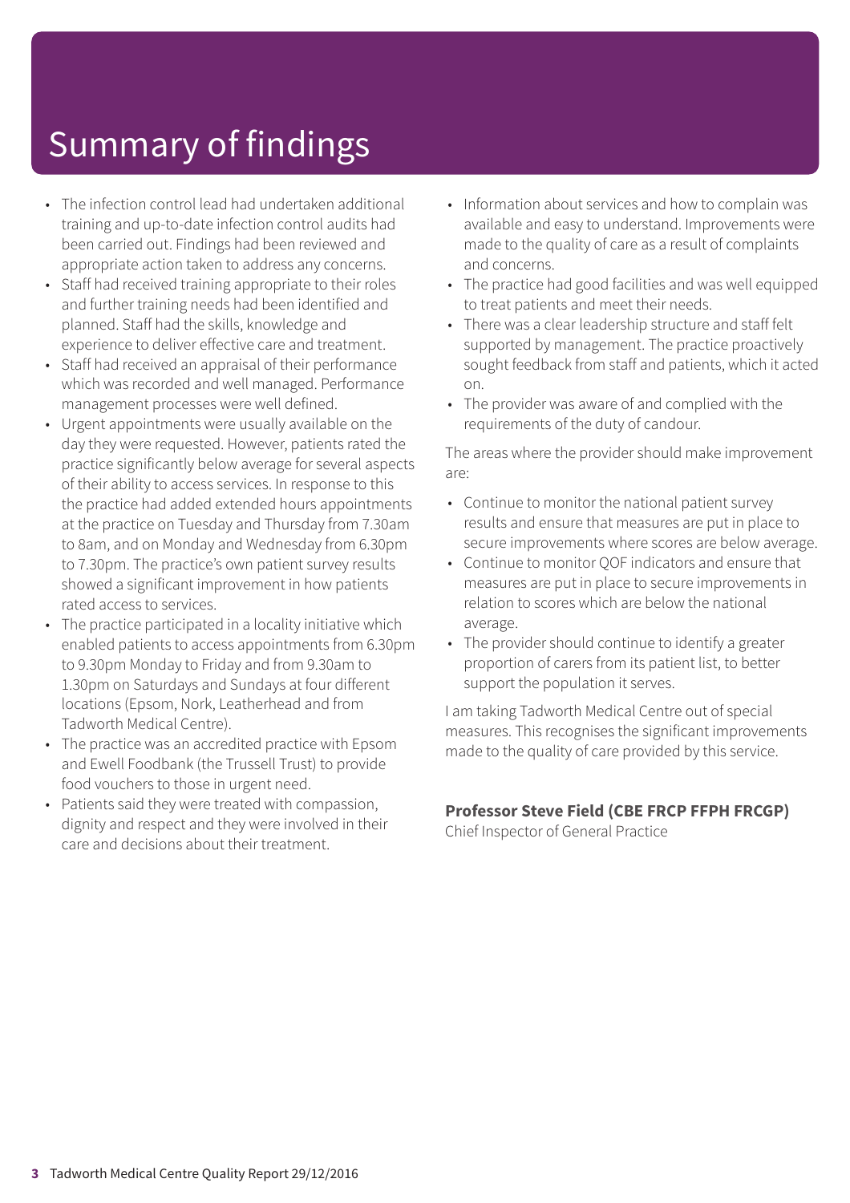# Summary of findings

- The infection control lead had undertaken additional training and up-to-date infection control audits had been carried out. Findings had been reviewed and appropriate action taken to address any concerns.
- Staff had received training appropriate to their roles and further training needs had been identified and planned. Staff had the skills, knowledge and experience to deliver effective care and treatment.
- Staff had received an appraisal of their performance which was recorded and well managed. Performance management processes were well defined.
- Urgent appointments were usually available on the day they were requested. However, patients rated the practice significantly below average for several aspects of their ability to access services. In response to this the practice had added extended hours appointments at the practice on Tuesday and Thursday from 7.30am to 8am, and on Monday and Wednesday from 6.30pm to 7.30pm. The practice's own patient survey results showed a significant improvement in how patients rated access to services.
- The practice participated in a locality initiative which enabled patients to access appointments from 6.30pm to 9.30pm Monday to Friday and from 9.30am to 1.30pm on Saturdays and Sundays at four different locations (Epsom, Nork, Leatherhead and from Tadworth Medical Centre).
- The practice was an accredited practice with Epsom and Ewell Foodbank (the Trussell Trust) to provide food vouchers to those in urgent need.
- Patients said they were treated with compassion, dignity and respect and they were involved in their care and decisions about their treatment.
- Information about services and how to complain was available and easy to understand. Improvements were made to the quality of care as a result of complaints and concerns.
- The practice had good facilities and was well equipped to treat patients and meet their needs.
- There was a clear leadership structure and staff felt supported by management. The practice proactively sought feedback from staff and patients, which it acted on.
- The provider was aware of and complied with the requirements of the duty of candour.

The areas where the provider should make improvement are:

- Continue to monitor the national patient survey results and ensure that measures are put in place to secure improvements where scores are below average.
- Continue to monitor QOF indicators and ensure that measures are put in place to secure improvements in relation to scores which are below the national average.
- The provider should continue to identify a greater proportion of carers from its patient list, to better support the population it serves.

I am taking Tadworth Medical Centre out of special measures. This recognises the significant improvements made to the quality of care provided by this service.

**Professor Steve Field (CBE FRCP FFPH FRCGP)**
Chief Inspector of General Practice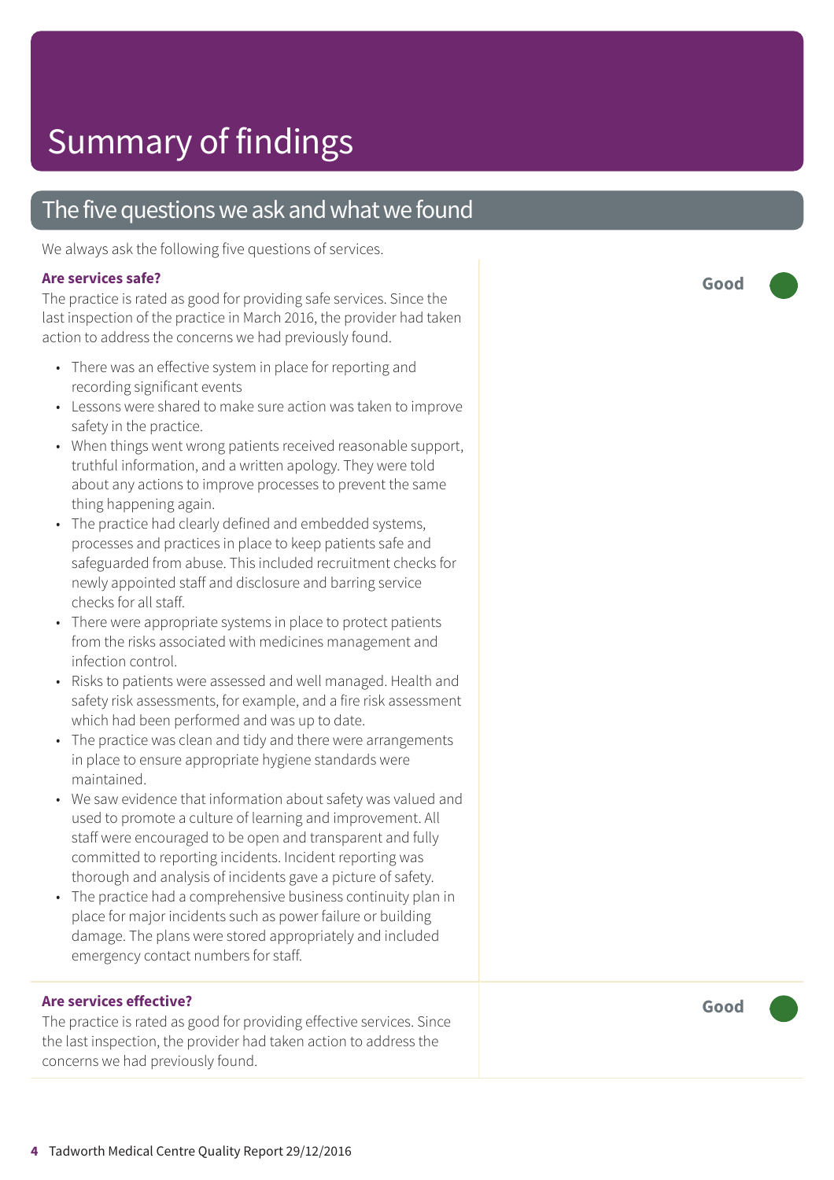# Summary of findings

## The five questions we ask and what we found

We always ask the following five questions of services.

### Are services safe?

**Good**

The practice is rated as good for providing safe services. Since the last inspection of the practice in March 2016, the provider had taken action to address the concerns we had previously found.

- There was an effective system in place for reporting and recording significant events
- Lessons were shared to make sure action was taken to improve safety in the practice.
- When things went wrong patients received reasonable support, truthful information, and a written apology. They were told about any actions to improve processes to prevent the same thing happening again.
- The practice had clearly defined and embedded systems, processes and practices in place to keep patients safe and safeguarded from abuse. This included recruitment checks for newly appointed staff and disclosure and barring service checks for all staff.
- There were appropriate systems in place to protect patients from the risks associated with medicines management and infection control.
- Risks to patients were assessed and well managed. Health and safety risk assessments, for example, and a fire risk assessment which had been performed and was up to date.
- The practice was clean and tidy and there were arrangements in place to ensure appropriate hygiene standards were maintained.
- We saw evidence that information about safety was valued and used to promote a culture of learning and improvement. All staff were encouraged to be open and transparent and fully committed to reporting incidents. Incident reporting was thorough and analysis of incidents gave a picture of safety.
- The practice had a comprehensive business continuity plan in place for major incidents such as power failure or building damage. The plans were stored appropriately and included emergency contact numbers for staff.

### Are services effective?

**Good**

The practice is rated as good for providing effective services. Since the last inspection, the provider had taken action to address the concerns we had previously found.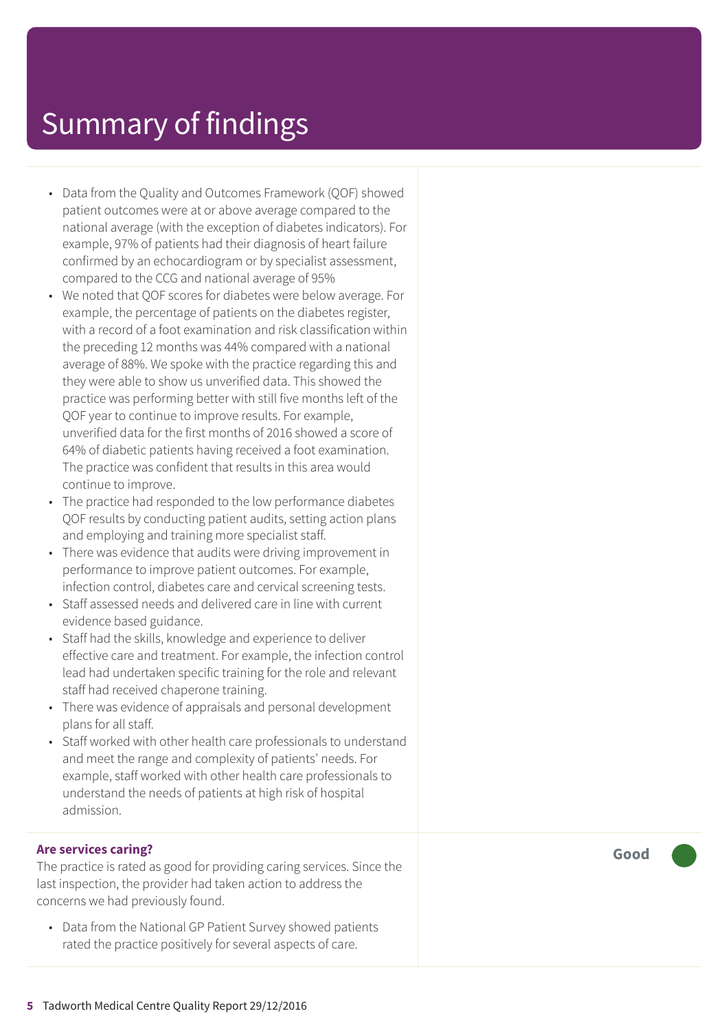# Summary of findings

- Data from the Quality and Outcomes Framework (QOF) showed patient outcomes were at or above average compared to the national average (with the exception of diabetes indicators). For example, 97% of patients had their diagnosis of heart failure confirmed by an echocardiogram or by specialist assessment, compared to the CCG and national average of 95%
- We noted that QOF scores for diabetes were below average. For example, the percentage of patients on the diabetes register, with a record of a foot examination and risk classification within the preceding 12 months was 44% compared with a national average of 88%. We spoke with the practice regarding this and they were able to show us unverified data. This showed the practice was performing better with still five months left of the QOF year to continue to improve results. For example, unverified data for the first months of 2016 showed a score of 64% of diabetic patients having received a foot examination. The practice was confident that results in this area would continue to improve.
- The practice had responded to the low performance diabetes QOF results by conducting patient audits, setting action plans and employing and training more specialist staff.
- There was evidence that audits were driving improvement in performance to improve patient outcomes. For example, infection control, diabetes care and cervical screening tests.
- Staff assessed needs and delivered care in line with current evidence based guidance.
- Staff had the skills, knowledge and experience to deliver effective care and treatment. For example, the infection control lead had undertaken specific training for the role and relevant staff had received chaperone training.
- There was evidence of appraisals and personal development plans for all staff.
- Staff worked with other health care professionals to understand and meet the range and complexity of patients' needs. For example, staff worked with other health care professionals to understand the needs of patients at high risk of hospital admission.

**Are services caring?** **Good**

The practice is rated as good for providing caring services. Since the last inspection, the provider had taken action to address the concerns we had previously found.

- Data from the National GP Patient Survey showed patients rated the practice positively for several aspects of care.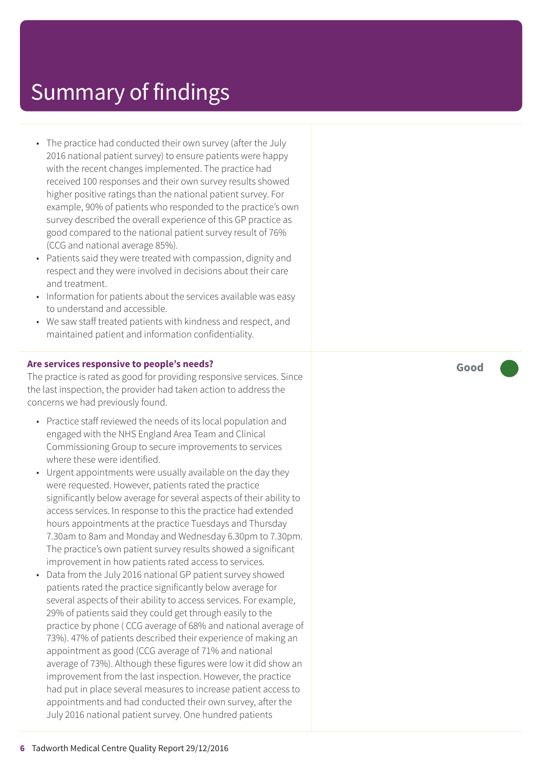# Summary of findings

- The practice had conducted their own survey (after the July 2016 national patient survey) to ensure patients were happy with the recent changes implemented. The practice had received 100 responses and their own survey results showed higher positive ratings than the national patient survey. For example, 90% of patients who responded to the practice's own survey described the overall experience of this GP practice as good compared to the national patient survey result of 76% (CCG and national average 85%).
- Patients said they were treated with compassion, dignity and respect and they were involved in decisions about their care and treatment.
- Information for patients about the services available was easy to understand and accessible.
- We saw staff treated patients with kindness and respect, and maintained patient and information confidentiality.

**Are services responsive to people's needs?**

**Good**

The practice is rated as good for providing responsive services. Since the last inspection, the provider had taken action to address the concerns we had previously found.

- Practice staff reviewed the needs of its local population and engaged with the NHS England Area Team and Clinical Commissioning Group to secure improvements to services where these were identified.
- Urgent appointments were usually available on the day they were requested. However, patients rated the practice significantly below average for several aspects of their ability to access services. In response to this the practice had extended hours appointments at the practice Tuesdays and Thursday 7.30am to 8am and Monday and Wednesday 6.30pm to 7.30pm. The practice's own patient survey results showed a significant improvement in how patients rated access to services.
- Data from the July 2016 national GP patient survey showed patients rated the practice significantly below average for several aspects of their ability to access services. For example, 29% of patients said they could get through easily to the practice by phone ( CCG average of 68% and national average of 73%). 47% of patients described their experience of making an appointment as good (CCG average of 71% and national average of 73%). Although these figures were low it did show an improvement from the last inspection. However, the practice had put in place several measures to increase patient access to appointments and had conducted their own survey, after the July 2016 national patient survey. One hundred patients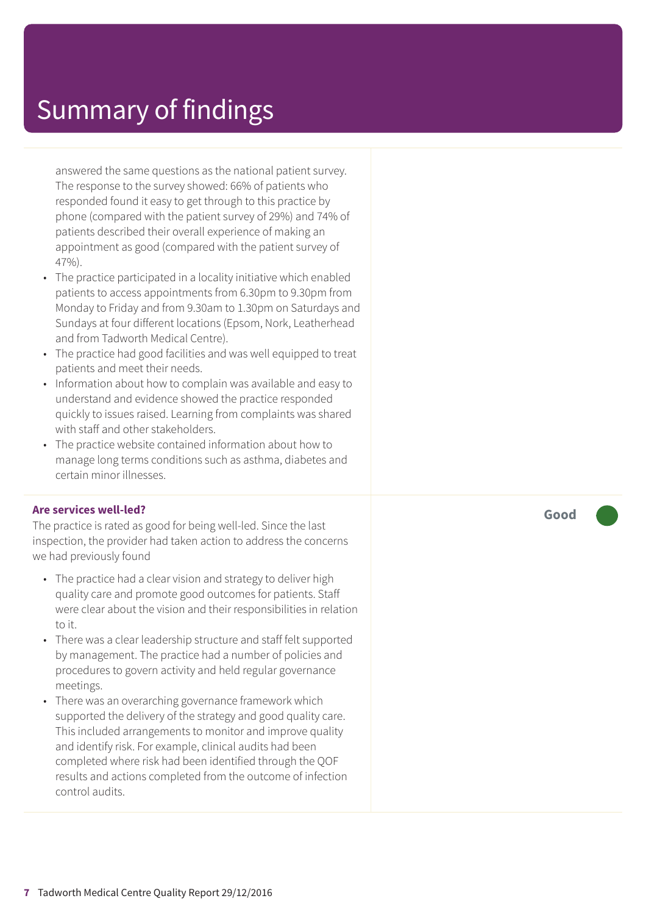# Summary of findings

answered the same questions as the national patient survey. The response to the survey showed: 66% of patients who responded found it easy to get through to this practice by phone (compared with the patient survey of 29%) and 74% of patients described their overall experience of making an appointment as good (compared with the patient survey of 47%).

- The practice participated in a locality initiative which enabled patients to access appointments from 6.30pm to 9.30pm from Monday to Friday and from 9.30am to 1.30pm on Saturdays and Sundays at four different locations (Epsom, Nork, Leatherhead and from Tadworth Medical Centre).
- The practice had good facilities and was well equipped to treat patients and meet their needs.
- Information about how to complain was available and easy to understand and evidence showed the practice responded quickly to issues raised. Learning from complaints was shared with staff and other stakeholders.
- The practice website contained information about how to manage long terms conditions such as asthma, diabetes and certain minor illnesses.

**Are services well-led?** — **Good**

The practice is rated as good for being well-led. Since the last inspection, the provider had taken action to address the concerns we had previously found

- The practice had a clear vision and strategy to deliver high quality care and promote good outcomes for patients. Staff were clear about the vision and their responsibilities in relation to it.
- There was a clear leadership structure and staff felt supported by management. The practice had a number of policies and procedures to govern activity and held regular governance meetings.
- There was an overarching governance framework which supported the delivery of the strategy and good quality care. This included arrangements to monitor and improve quality and identify risk. For example, clinical audits had been completed where risk had been identified through the QOF results and actions completed from the outcome of infection control audits.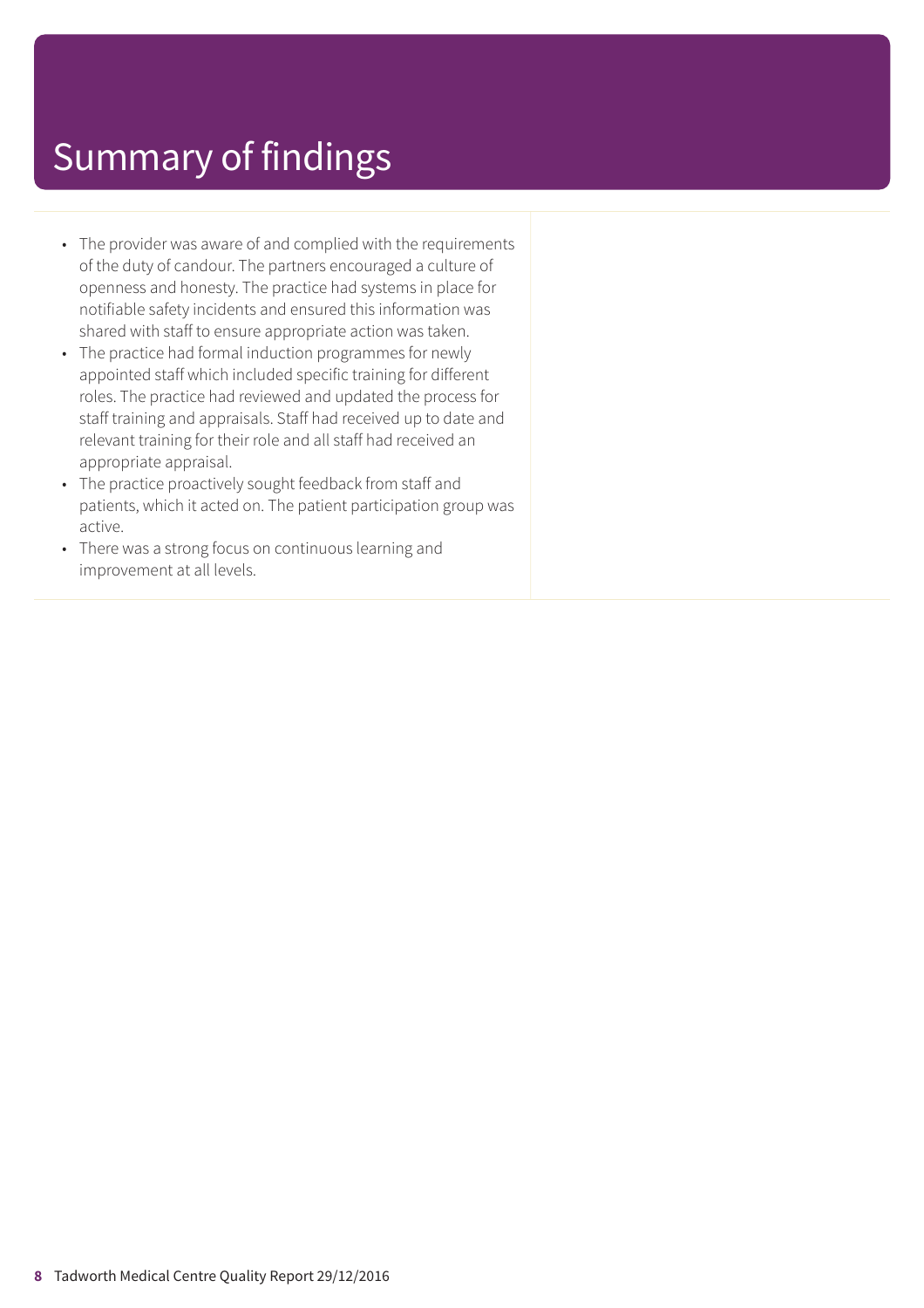# Summary of findings

- The provider was aware of and complied with the requirements of the duty of candour. The partners encouraged a culture of openness and honesty. The practice had systems in place for notifiable safety incidents and ensured this information was shared with staff to ensure appropriate action was taken.
- The practice had formal induction programmes for newly appointed staff which included specific training for different roles. The practice had reviewed and updated the process for staff training and appraisals. Staff had received up to date and relevant training for their role and all staff had received an appropriate appraisal.
- The practice proactively sought feedback from staff and patients, which it acted on. The patient participation group was active.
- There was a strong focus on continuous learning and improvement at all levels.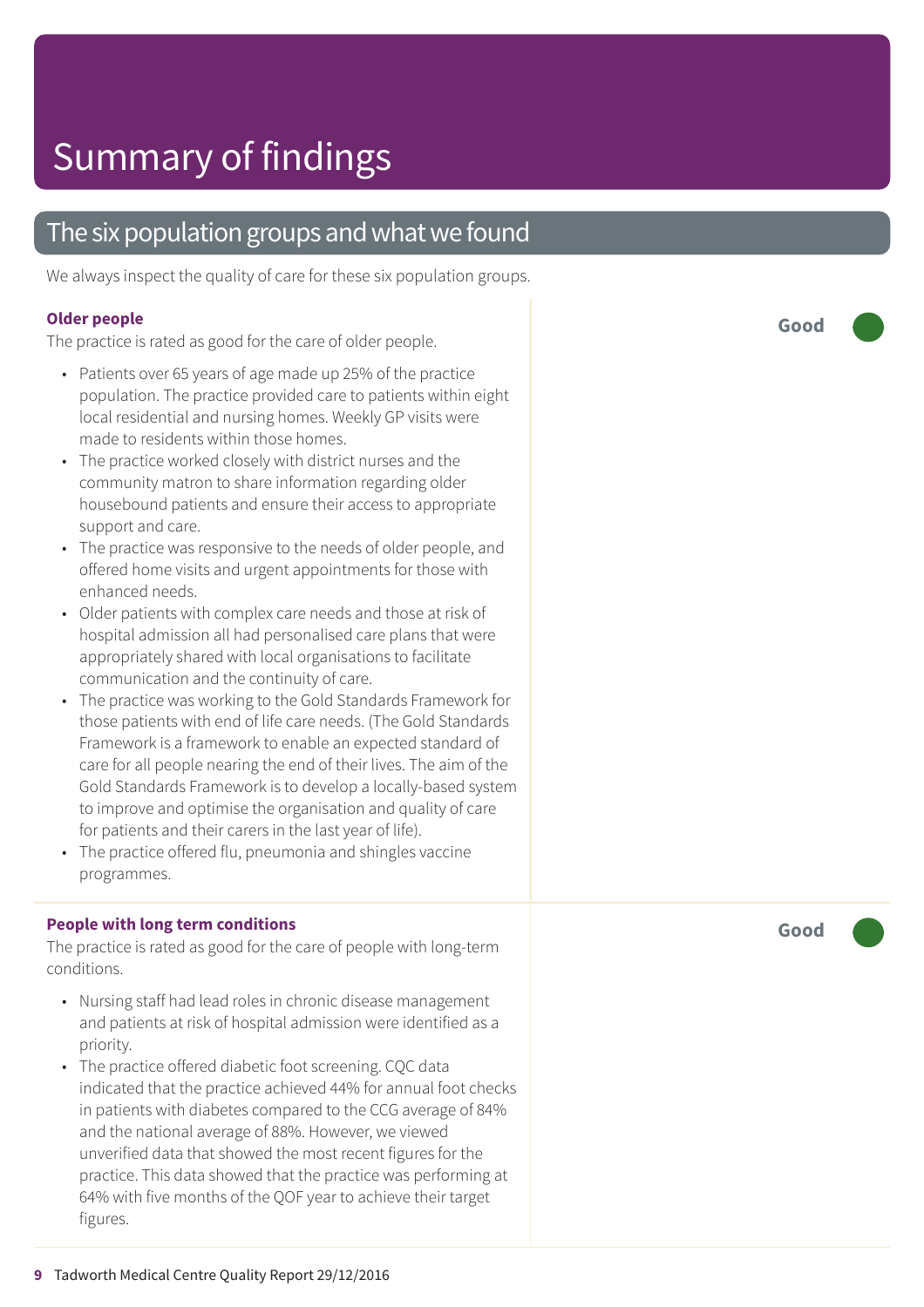# Summary of findings

## The six population groups and what we found

We always inspect the quality of care for these six population groups.

### Older people

**Good**

The practice is rated as good for the care of older people.

- Patients over 65 years of age made up 25% of the practice population. The practice provided care to patients within eight local residential and nursing homes. Weekly GP visits were made to residents within those homes.
- The practice worked closely with district nurses and the community matron to share information regarding older housebound patients and ensure their access to appropriate support and care.
- The practice was responsive to the needs of older people, and offered home visits and urgent appointments for those with enhanced needs.
- Older patients with complex care needs and those at risk of hospital admission all had personalised care plans that were appropriately shared with local organisations to facilitate communication and the continuity of care.
- The practice was working to the Gold Standards Framework for those patients with end of life care needs. (The Gold Standards Framework is a framework to enable an expected standard of care for all people nearing the end of their lives. The aim of the Gold Standards Framework is to develop a locally-based system to improve and optimise the organisation and quality of care for patients and their carers in the last year of life).
- The practice offered flu, pneumonia and shingles vaccine programmes.

### People with long term conditions

**Good**

The practice is rated as good for the care of people with long-term conditions.

- Nursing staff had lead roles in chronic disease management and patients at risk of hospital admission were identified as a priority.
- The practice offered diabetic foot screening. CQC data indicated that the practice achieved 44% for annual foot checks in patients with diabetes compared to the CCG average of 84% and the national average of 88%. However, we viewed unverified data that showed the most recent figures for the practice. This data showed that the practice was performing at 64% with five months of the QOF year to achieve their target figures.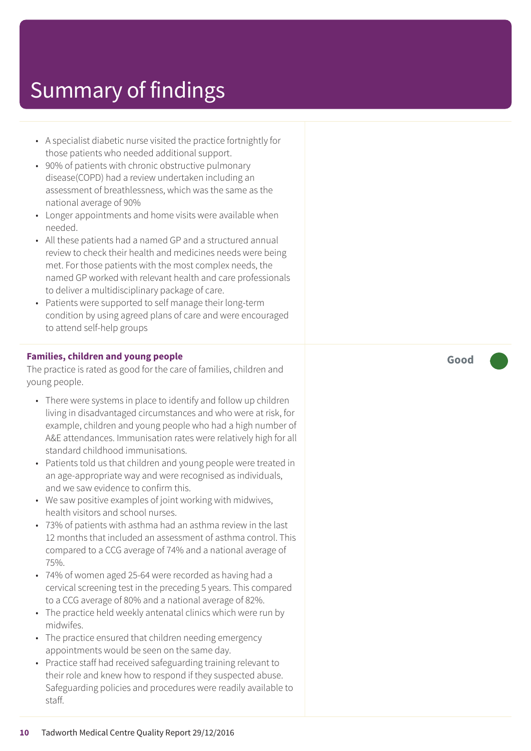# Summary of findings

- A specialist diabetic nurse visited the practice fortnightly for those patients who needed additional support.
- 90% of patients with chronic obstructive pulmonary disease(COPD) had a review undertaken including an assessment of breathlessness, which was the same as the national average of 90%
- Longer appointments and home visits were available when needed.
- All these patients had a named GP and a structured annual review to check their health and medicines needs were being met. For those patients with the most complex needs, the named GP worked with relevant health and care professionals to deliver a multidisciplinary package of care.
- Patients were supported to self manage their long-term condition by using agreed plans of care and were encouraged to attend self-help groups

**Families, children and young people** — **Good**

The practice is rated as good for the care of families, children and young people.

- There were systems in place to identify and follow up children living in disadvantaged circumstances and who were at risk, for example, children and young people who had a high number of A&E attendances. Immunisation rates were relatively high for all standard childhood immunisations.
- Patients told us that children and young people were treated in an age-appropriate way and were recognised as individuals, and we saw evidence to confirm this.
- We saw positive examples of joint working with midwives, health visitors and school nurses.
- 73% of patients with asthma had an asthma review in the last 12 months that included an assessment of asthma control. This compared to a CCG average of 74% and a national average of 75%.
- 74% of women aged 25-64 were recorded as having had a cervical screening test in the preceding 5 years. This compared to a CCG average of 80% and a national average of 82%.
- The practice held weekly antenatal clinics which were run by midwifes.
- The practice ensured that children needing emergency appointments would be seen on the same day.
- Practice staff had received safeguarding training relevant to their role and knew how to respond if they suspected abuse. Safeguarding policies and procedures were readily available to staff.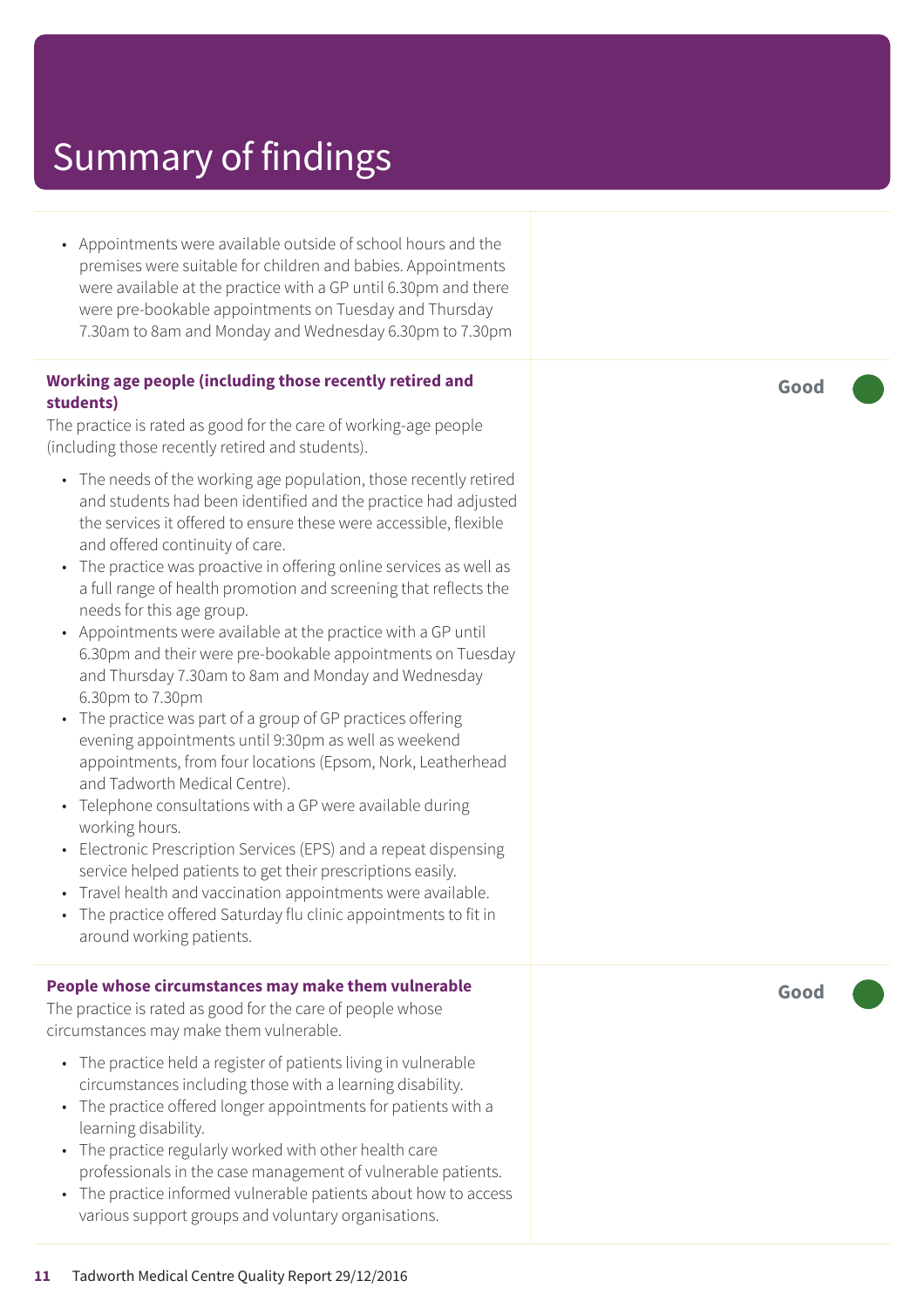# Summary of findings

- Appointments were available outside of school hours and the premises were suitable for children and babies. Appointments were available at the practice with a GP until 6.30pm and there were pre-bookable appointments on Tuesday and Thursday 7.30am to 8am and Monday and Wednesday 6.30pm to 7.30pm

**Working age people (including those recently retired and students)**

**Good**

The practice is rated as good for the care of working-age people (including those recently retired and students).

- The needs of the working age population, those recently retired and students had been identified and the practice had adjusted the services it offered to ensure these were accessible, flexible and offered continuity of care.
- The practice was proactive in offering online services as well as a full range of health promotion and screening that reflects the needs for this age group.
- Appointments were available at the practice with a GP until 6.30pm and their were pre-bookable appointments on Tuesday and Thursday 7.30am to 8am and Monday and Wednesday 6.30pm to 7.30pm
- The practice was part of a group of GP practices offering evening appointments until 9:30pm as well as weekend appointments, from four locations (Epsom, Nork, Leatherhead and Tadworth Medical Centre).
- Telephone consultations with a GP were available during working hours.
- Electronic Prescription Services (EPS) and a repeat dispensing service helped patients to get their prescriptions easily.
- Travel health and vaccination appointments were available.
- The practice offered Saturday flu clinic appointments to fit in around working patients.

**People whose circumstances may make them vulnerable**

**Good**

The practice is rated as good for the care of people whose circumstances may make them vulnerable.

- The practice held a register of patients living in vulnerable circumstances including those with a learning disability.
- The practice offered longer appointments for patients with a learning disability.
- The practice regularly worked with other health care professionals in the case management of vulnerable patients.
- The practice informed vulnerable patients about how to access various support groups and voluntary organisations.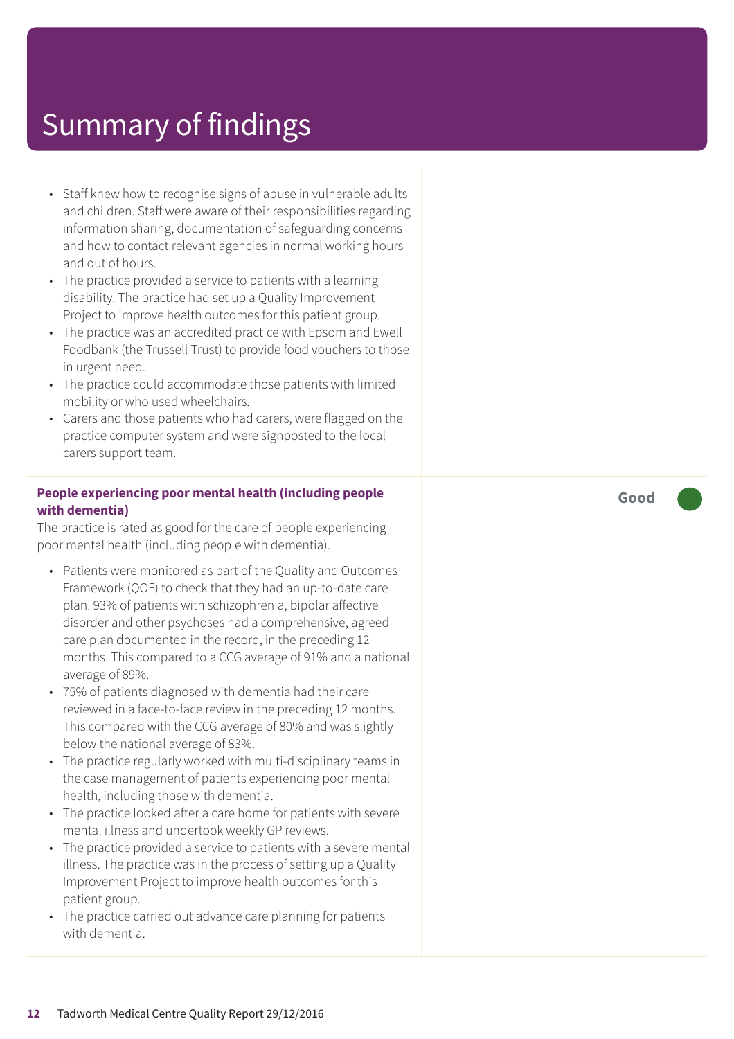# Summary of findings

- Staff knew how to recognise signs of abuse in vulnerable adults and children. Staff were aware of their responsibilities regarding information sharing, documentation of safeguarding concerns and how to contact relevant agencies in normal working hours and out of hours.
- The practice provided a service to patients with a learning disability. The practice had set up a Quality Improvement Project to improve health outcomes for this patient group.
- The practice was an accredited practice with Epsom and Ewell Foodbank (the Trussell Trust) to provide food vouchers to those in urgent need.
- The practice could accommodate those patients with limited mobility or who used wheelchairs.
- Carers and those patients who had carers, were flagged on the practice computer system and were signposted to the local carers support team.

**People experiencing poor mental health (including people with dementia)**

**Good**

The practice is rated as good for the care of people experiencing poor mental health (including people with dementia).

- Patients were monitored as part of the Quality and Outcomes Framework (QOF) to check that they had an up-to-date care plan. 93% of patients with schizophrenia, bipolar affective disorder and other psychoses had a comprehensive, agreed care plan documented in the record, in the preceding 12 months. This compared to a CCG average of 91% and a national average of 89%.
- 75% of patients diagnosed with dementia had their care reviewed in a face-to-face review in the preceding 12 months. This compared with the CCG average of 80% and was slightly below the national average of 83%.
- The practice regularly worked with multi-disciplinary teams in the case management of patients experiencing poor mental health, including those with dementia.
- The practice looked after a care home for patients with severe mental illness and undertook weekly GP reviews.
- The practice provided a service to patients with a severe mental illness. The practice was in the process of setting up a Quality Improvement Project to improve health outcomes for this patient group.
- The practice carried out advance care planning for patients with dementia.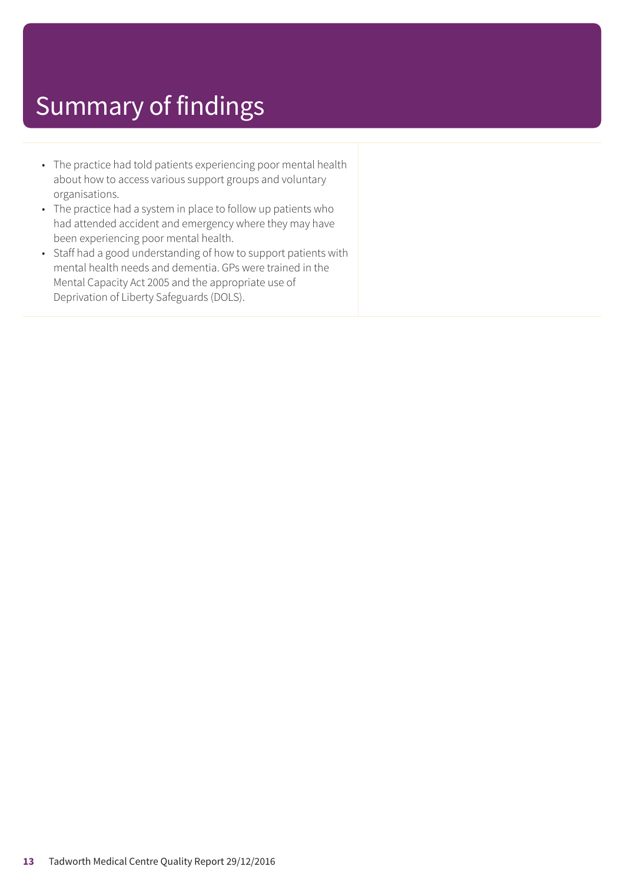# Summary of findings

- The practice had told patients experiencing poor mental health about how to access various support groups and voluntary organisations.
- The practice had a system in place to follow up patients who had attended accident and emergency where they may have been experiencing poor mental health.
- Staff had a good understanding of how to support patients with mental health needs and dementia. GPs were trained in the Mental Capacity Act 2005 and the appropriate use of Deprivation of Liberty Safeguards (DOLS).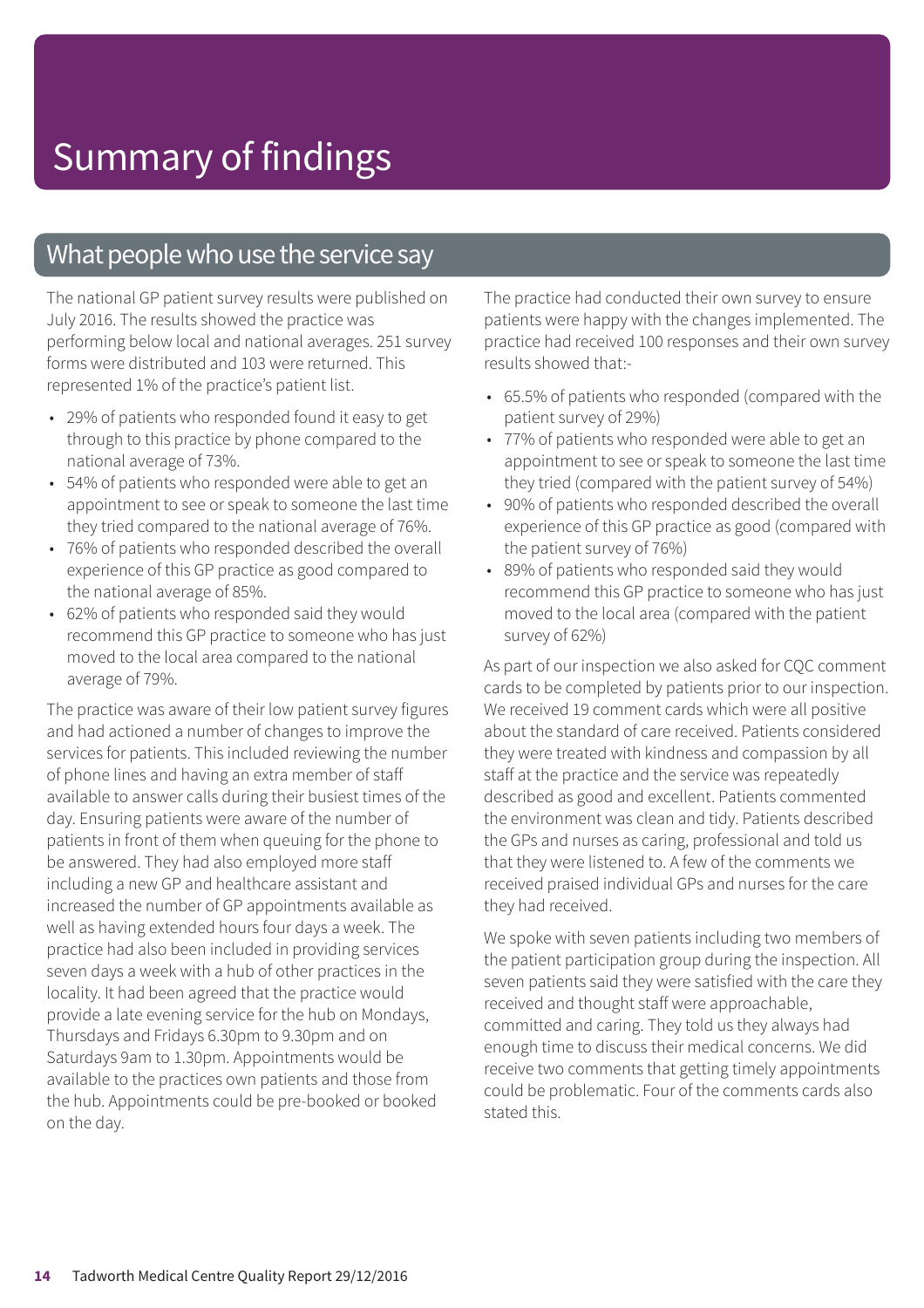# Summary of findings

## What people who use the service say

The national GP patient survey results were published on July 2016. The results showed the practice was performing below local and national averages. 251 survey forms were distributed and 103 were returned. This represented 1% of the practice's patient list.

- 29% of patients who responded found it easy to get through to this practice by phone compared to the national average of 73%.
- 54% of patients who responded were able to get an appointment to see or speak to someone the last time they tried compared to the national average of 76%.
- 76% of patients who responded described the overall experience of this GP practice as good compared to the national average of 85%.
- 62% of patients who responded said they would recommend this GP practice to someone who has just moved to the local area compared to the national average of 79%.

The practice was aware of their low patient survey figures and had actioned a number of changes to improve the services for patients. This included reviewing the number of phone lines and having an extra member of staff available to answer calls during their busiest times of the day. Ensuring patients were aware of the number of patients in front of them when queuing for the phone to be answered. They had also employed more staff including a new GP and healthcare assistant and increased the number of GP appointments available as well as having extended hours four days a week. The practice had also been included in providing services seven days a week with a hub of other practices in the locality. It had been agreed that the practice would provide a late evening service for the hub on Mondays, Thursdays and Fridays 6.30pm to 9.30pm and on Saturdays 9am to 1.30pm. Appointments would be available to the practices own patients and those from the hub. Appointments could be pre-booked or booked on the day.

The practice had conducted their own survey to ensure patients were happy with the changes implemented. The practice had received 100 responses and their own survey results showed that:-

- 65.5% of patients who responded (compared with the patient survey of 29%)
- 77% of patients who responded were able to get an appointment to see or speak to someone the last time they tried (compared with the patient survey of 54%)
- 90% of patients who responded described the overall experience of this GP practice as good (compared with the patient survey of 76%)
- 89% of patients who responded said they would recommend this GP practice to someone who has just moved to the local area (compared with the patient survey of 62%)

As part of our inspection we also asked for CQC comment cards to be completed by patients prior to our inspection. We received 19 comment cards which were all positive about the standard of care received. Patients considered they were treated with kindness and compassion by all staff at the practice and the service was repeatedly described as good and excellent. Patients commented the environment was clean and tidy. Patients described the GPs and nurses as caring, professional and told us that they were listened to. A few of the comments we received praised individual GPs and nurses for the care they had received.

We spoke with seven patients including two members of the patient participation group during the inspection. All seven patients said they were satisfied with the care they received and thought staff were approachable, committed and caring. They told us they always had enough time to discuss their medical concerns. We did receive two comments that getting timely appointments could be problematic. Four of the comments cards also stated this.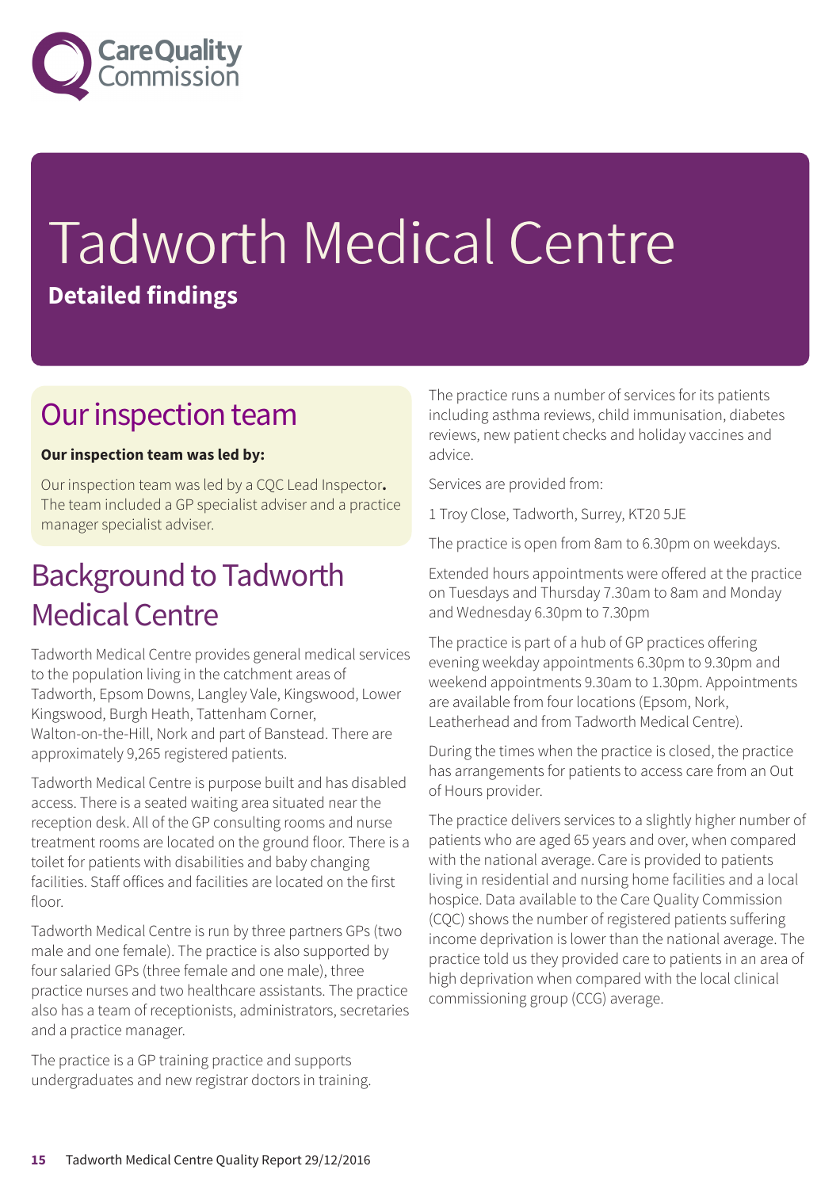# Tadworth Medical Centre

**Detailed findings**

## Our inspection team

**Our inspection team was led by:**

Our inspection team was led by a CQC Lead Inspector**.** The team included a GP specialist adviser and a practice manager specialist adviser.

## Background to Tadworth Medical Centre

Tadworth Medical Centre provides general medical services to the population living in the catchment areas of Tadworth, Epsom Downs, Langley Vale, Kingswood, Lower Kingswood, Burgh Heath, Tattenham Corner, Walton-on-the-Hill, Nork and part of Banstead. There are approximately 9,265 registered patients.

Tadworth Medical Centre is purpose built and has disabled access. There is a seated waiting area situated near the reception desk. All of the GP consulting rooms and nurse treatment rooms are located on the ground floor. There is a toilet for patients with disabilities and baby changing facilities. Staff offices and facilities are located on the first floor.

Tadworth Medical Centre is run by three partners GPs (two male and one female). The practice is also supported by four salaried GPs (three female and one male), three practice nurses and two healthcare assistants. The practice also has a team of receptionists, administrators, secretaries and a practice manager.

The practice is a GP training practice and supports undergraduates and new registrar doctors in training.

The practice runs a number of services for its patients including asthma reviews, child immunisation, diabetes reviews, new patient checks and holiday vaccines and advice.

Services are provided from:

1 Troy Close, Tadworth, Surrey, KT20 5JE

The practice is open from 8am to 6.30pm on weekdays.

Extended hours appointments were offered at the practice on Tuesdays and Thursday 7.30am to 8am and Monday and Wednesday 6.30pm to 7.30pm

The practice is part of a hub of GP practices offering evening weekday appointments 6.30pm to 9.30pm and weekend appointments 9.30am to 1.30pm. Appointments are available from four locations (Epsom, Nork, Leatherhead and from Tadworth Medical Centre).

During the times when the practice is closed, the practice has arrangements for patients to access care from an Out of Hours provider.

The practice delivers services to a slightly higher number of patients who are aged 65 years and over, when compared with the national average. Care is provided to patients living in residential and nursing home facilities and a local hospice. Data available to the Care Quality Commission (CQC) shows the number of registered patients suffering income deprivation is lower than the national average. The practice told us they provided care to patients in an area of high deprivation when compared with the local clinical commissioning group (CCG) average.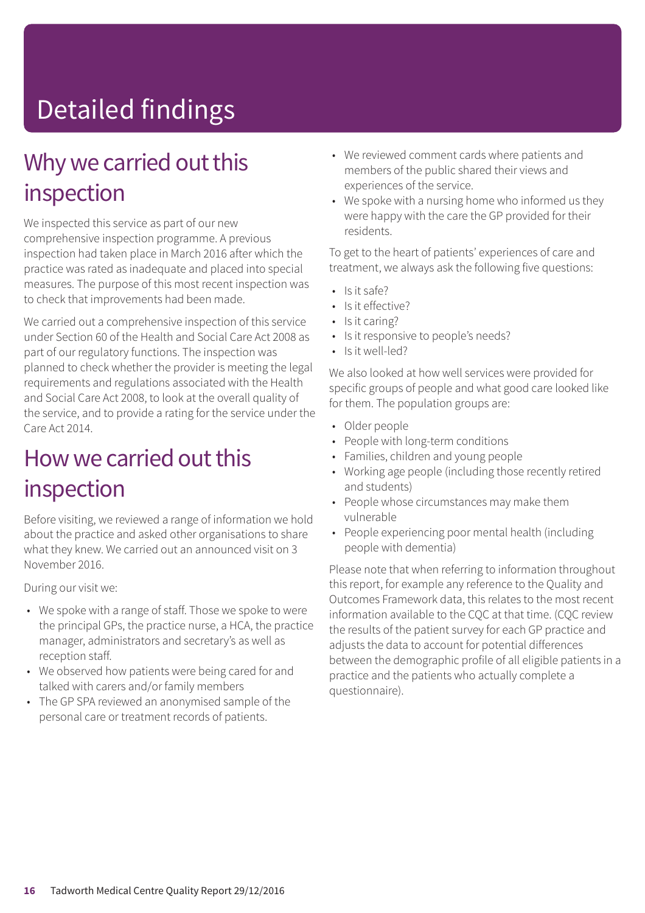# Detailed findings

## Why we carried out this inspection

We inspected this service as part of our new comprehensive inspection programme. A previous inspection had taken place in March 2016 after which the practice was rated as inadequate and placed into special measures. The purpose of this most recent inspection was to check that improvements had been made.

We carried out a comprehensive inspection of this service under Section 60 of the Health and Social Care Act 2008 as part of our regulatory functions. The inspection was planned to check whether the provider is meeting the legal requirements and regulations associated with the Health and Social Care Act 2008, to look at the overall quality of the service, and to provide a rating for the service under the Care Act 2014.

## How we carried out this inspection

Before visiting, we reviewed a range of information we hold about the practice and asked other organisations to share what they knew. We carried out an announced visit on 3 November 2016.

During our visit we:

- We spoke with a range of staff. Those we spoke to were the principal GPs, the practice nurse, a HCA, the practice manager, administrators and secretary's as well as reception staff.
- We observed how patients were being cared for and talked with carers and/or family members
- The GP SPA reviewed an anonymised sample of the personal care or treatment records of patients.
- We reviewed comment cards where patients and members of the public shared their views and experiences of the service.
- We spoke with a nursing home who informed us they were happy with the care the GP provided for their residents.

To get to the heart of patients' experiences of care and treatment, we always ask the following five questions:

- Is it safe?
- Is it effective?
- Is it caring?
- Is it responsive to people's needs?
- Is it well-led?

We also looked at how well services were provided for specific groups of people and what good care looked like for them. The population groups are:

- Older people
- People with long-term conditions
- Families, children and young people
- Working age people (including those recently retired and students)
- People whose circumstances may make them vulnerable
- People experiencing poor mental health (including people with dementia)

Please note that when referring to information throughout this report, for example any reference to the Quality and Outcomes Framework data, this relates to the most recent information available to the CQC at that time. (CQC review the results of the patient survey for each GP practice and adjusts the data to account for potential differences between the demographic profile of all eligible patients in a practice and the patients who actually complete a questionnaire).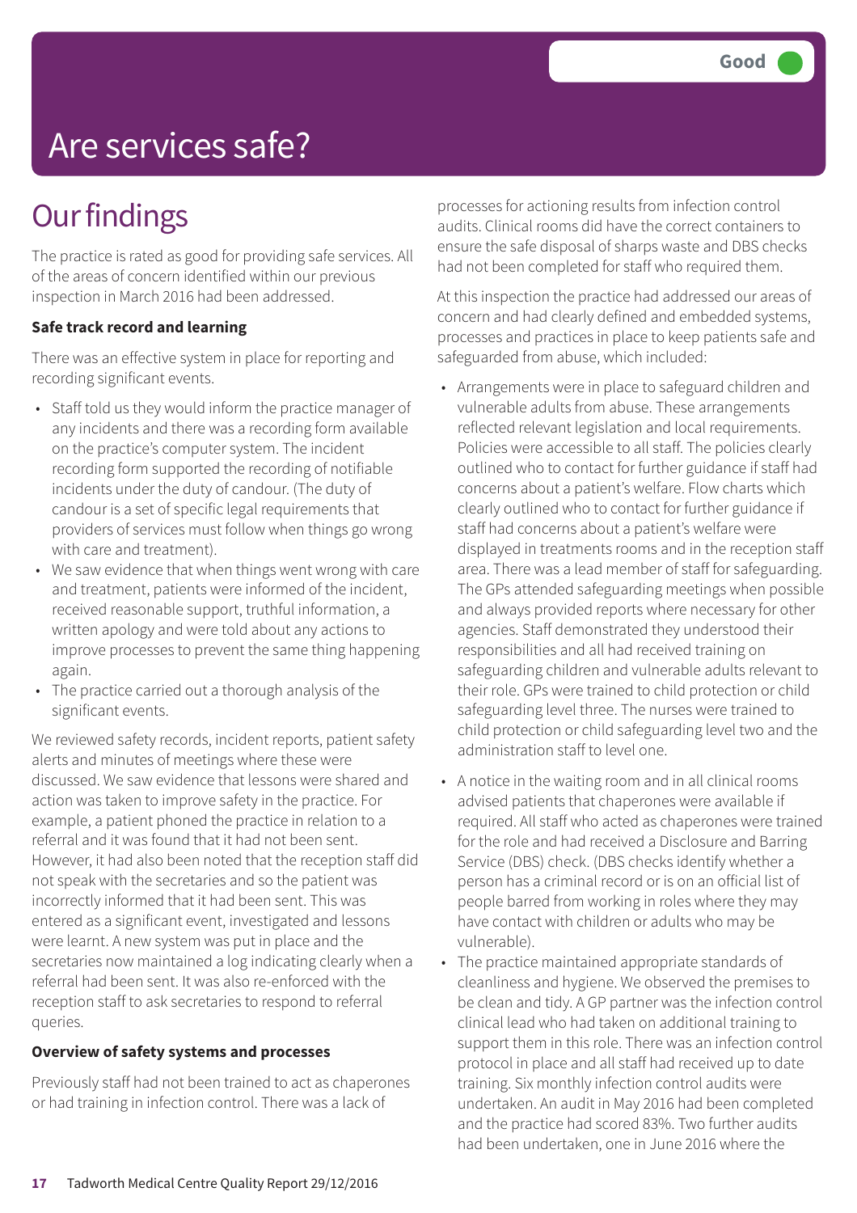Good

# Are services safe?

## Our findings

The practice is rated as good for providing safe services. All of the areas of concern identified within our previous inspection in March 2016 had been addressed.

**Safe track record and learning**

There was an effective system in place for reporting and recording significant events.

- Staff told us they would inform the practice manager of any incidents and there was a recording form available on the practice's computer system. The incident recording form supported the recording of notifiable incidents under the duty of candour. (The duty of candour is a set of specific legal requirements that providers of services must follow when things go wrong with care and treatment).
- We saw evidence that when things went wrong with care and treatment, patients were informed of the incident, received reasonable support, truthful information, a written apology and were told about any actions to improve processes to prevent the same thing happening again.
- The practice carried out a thorough analysis of the significant events.

We reviewed safety records, incident reports, patient safety alerts and minutes of meetings where these were discussed. We saw evidence that lessons were shared and action was taken to improve safety in the practice. For example, a patient phoned the practice in relation to a referral and it was found that it had not been sent. However, it had also been noted that the reception staff did not speak with the secretaries and so the patient was incorrectly informed that it had been sent. This was entered as a significant event, investigated and lessons were learnt. A new system was put in place and the secretaries now maintained a log indicating clearly when a referral had been sent. It was also re-enforced with the reception staff to ask secretaries to respond to referral queries.

**Overview of safety systems and processes**

Previously staff had not been trained to act as chaperones or had training in infection control. There was a lack of processes for actioning results from infection control audits. Clinical rooms did have the correct containers to ensure the safe disposal of sharps waste and DBS checks had not been completed for staff who required them.

At this inspection the practice had addressed our areas of concern and had clearly defined and embedded systems, processes and practices in place to keep patients safe and safeguarded from abuse, which included:

- Arrangements were in place to safeguard children and vulnerable adults from abuse. These arrangements reflected relevant legislation and local requirements. Policies were accessible to all staff. The policies clearly outlined who to contact for further guidance if staff had concerns about a patient's welfare. Flow charts which clearly outlined who to contact for further guidance if staff had concerns about a patient's welfare were displayed in treatments rooms and in the reception staff area. There was a lead member of staff for safeguarding. The GPs attended safeguarding meetings when possible and always provided reports where necessary for other agencies. Staff demonstrated they understood their responsibilities and all had received training on safeguarding children and vulnerable adults relevant to their role. GPs were trained to child protection or child safeguarding level three. The nurses were trained to child protection or child safeguarding level two and the administration staff to level one.
- A notice in the waiting room and in all clinical rooms advised patients that chaperones were available if required. All staff who acted as chaperones were trained for the role and had received a Disclosure and Barring Service (DBS) check. (DBS checks identify whether a person has a criminal record or is on an official list of people barred from working in roles where they may have contact with children or adults who may be vulnerable).
- The practice maintained appropriate standards of cleanliness and hygiene. We observed the premises to be clean and tidy. A GP partner was the infection control clinical lead who had taken on additional training to support them in this role. There was an infection control protocol in place and all staff had received up to date training. Six monthly infection control audits were undertaken. An audit in May 2016 had been completed and the practice had scored 83%. Two further audits had been undertaken, one in June 2016 where the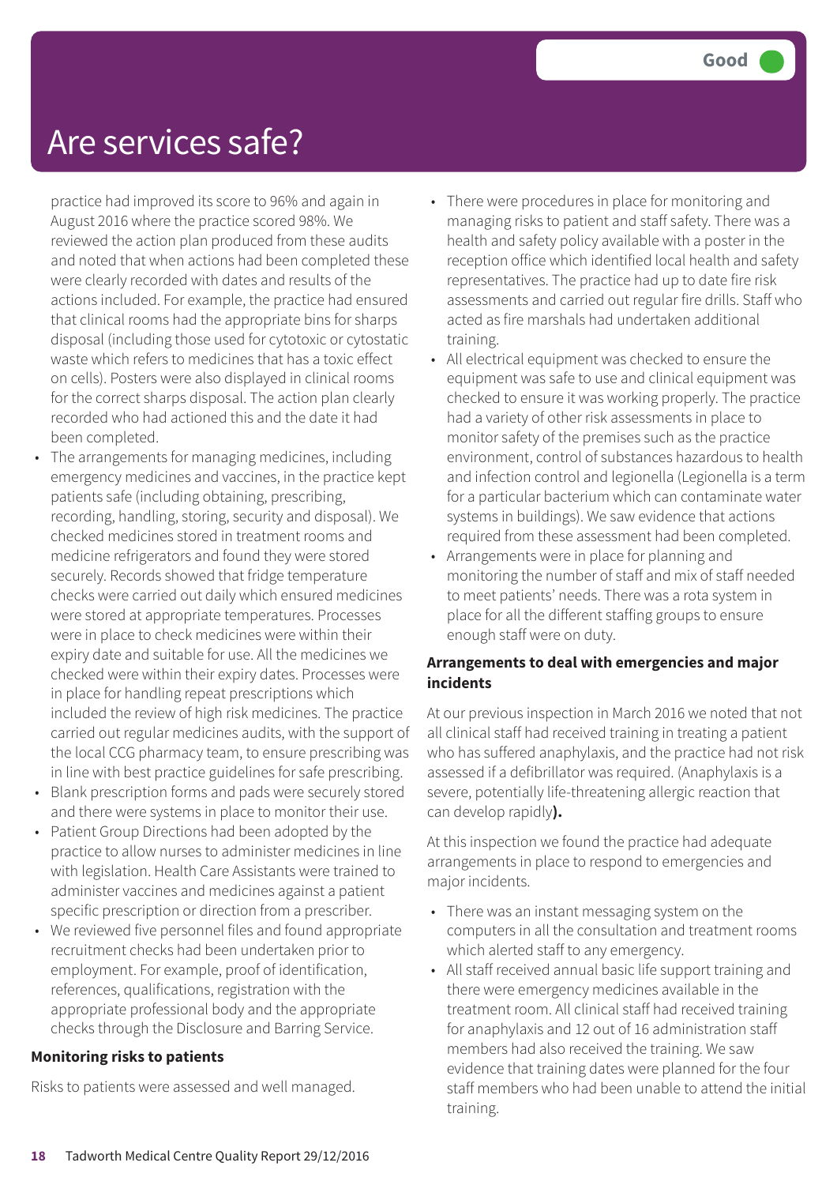# Are services safe?

Good

practice had improved its score to 96% and again in August 2016 where the practice scored 98%. We reviewed the action plan produced from these audits and noted that when actions had been completed these were clearly recorded with dates and results of the actions included. For example, the practice had ensured that clinical rooms had the appropriate bins for sharps disposal (including those used for cytotoxic or cytostatic waste which refers to medicines that has a toxic effect on cells). Posters were also displayed in clinical rooms for the correct sharps disposal. The action plan clearly recorded who had actioned this and the date it had been completed.

- The arrangements for managing medicines, including emergency medicines and vaccines, in the practice kept patients safe (including obtaining, prescribing, recording, handling, storing, security and disposal). We checked medicines stored in treatment rooms and medicine refrigerators and found they were stored securely. Records showed that fridge temperature checks were carried out daily which ensured medicines were stored at appropriate temperatures. Processes were in place to check medicines were within their expiry date and suitable for use. All the medicines we checked were within their expiry dates. Processes were in place for handling repeat prescriptions which included the review of high risk medicines. The practice carried out regular medicines audits, with the support of the local CCG pharmacy team, to ensure prescribing was in line with best practice guidelines for safe prescribing.
- Blank prescription forms and pads were securely stored and there were systems in place to monitor their use.
- Patient Group Directions had been adopted by the practice to allow nurses to administer medicines in line with legislation. Health Care Assistants were trained to administer vaccines and medicines against a patient specific prescription or direction from a prescriber.
- We reviewed five personnel files and found appropriate recruitment checks had been undertaken prior to employment. For example, proof of identification, references, qualifications, registration with the appropriate professional body and the appropriate checks through the Disclosure and Barring Service.

**Monitoring risks to patients**

Risks to patients were assessed and well managed.

- There were procedures in place for monitoring and managing risks to patient and staff safety. There was a health and safety policy available with a poster in the reception office which identified local health and safety representatives. The practice had up to date fire risk assessments and carried out regular fire drills. Staff who acted as fire marshals had undertaken additional training.
- All electrical equipment was checked to ensure the equipment was safe to use and clinical equipment was checked to ensure it was working properly. The practice had a variety of other risk assessments in place to monitor safety of the premises such as the practice environment, control of substances hazardous to health and infection control and legionella (Legionella is a term for a particular bacterium which can contaminate water systems in buildings). We saw evidence that actions required from these assessment had been completed.
- Arrangements were in place for planning and monitoring the number of staff and mix of staff needed to meet patients' needs. There was a rota system in place for all the different staffing groups to ensure enough staff were on duty.

**Arrangements to deal with emergencies and major incidents**

At our previous inspection in March 2016 we noted that not all clinical staff had received training in treating a patient who has suffered anaphylaxis, and the practice had not risk assessed if a defibrillator was required. (Anaphylaxis is a severe, potentially life-threatening allergic reaction that can develop rapidly**).**

At this inspection we found the practice had adequate arrangements in place to respond to emergencies and major incidents.

- There was an instant messaging system on the computers in all the consultation and treatment rooms which alerted staff to any emergency.
- All staff received annual basic life support training and there were emergency medicines available in the treatment room. All clinical staff had received training for anaphylaxis and 12 out of 16 administration staff members had also received the training. We saw evidence that training dates were planned for the four staff members who had been unable to attend the initial training.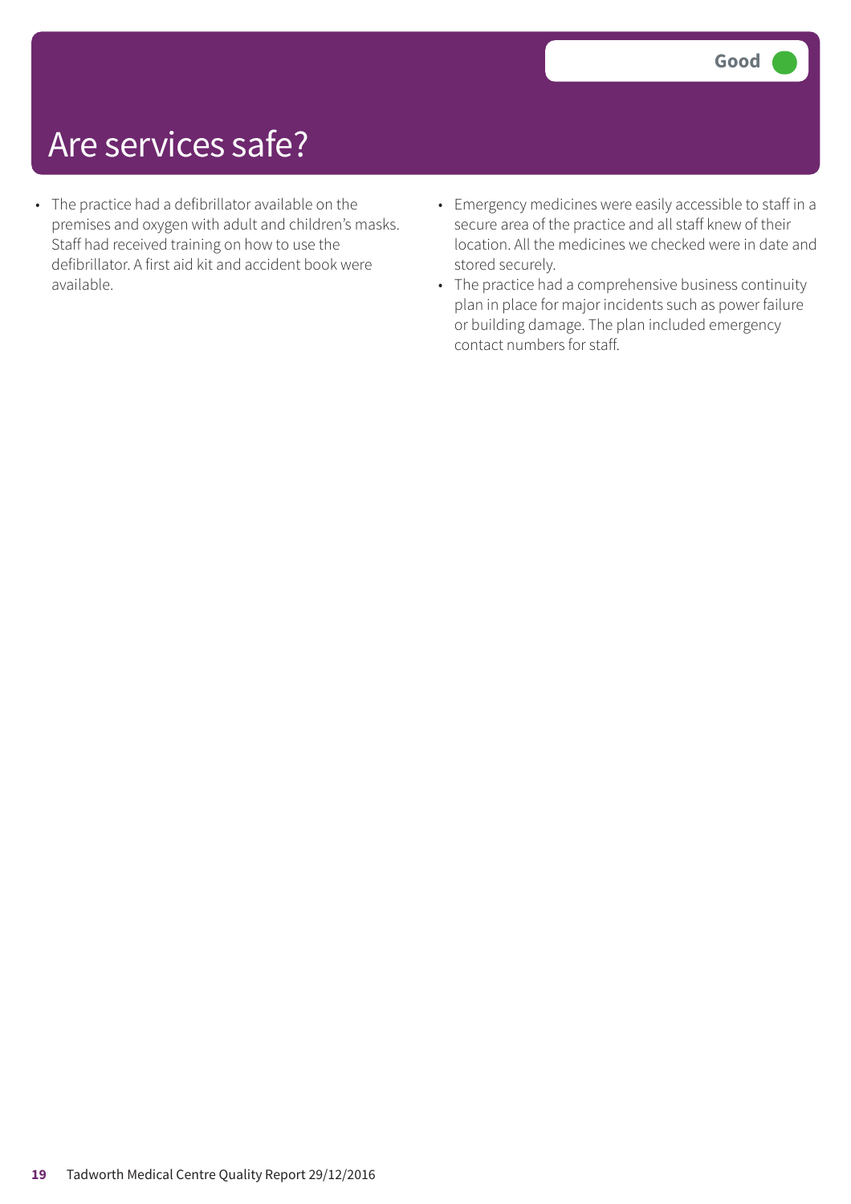# Are services safe?

**Good**

- The practice had a defibrillator available on the premises and oxygen with adult and children's masks. Staff had received training on how to use the defibrillator. A first aid kit and accident book were available.
- Emergency medicines were easily accessible to staff in a secure area of the practice and all staff knew of their location. All the medicines we checked were in date and stored securely.
- The practice had a comprehensive business continuity plan in place for major incidents such as power failure or building damage. The plan included emergency contact numbers for staff.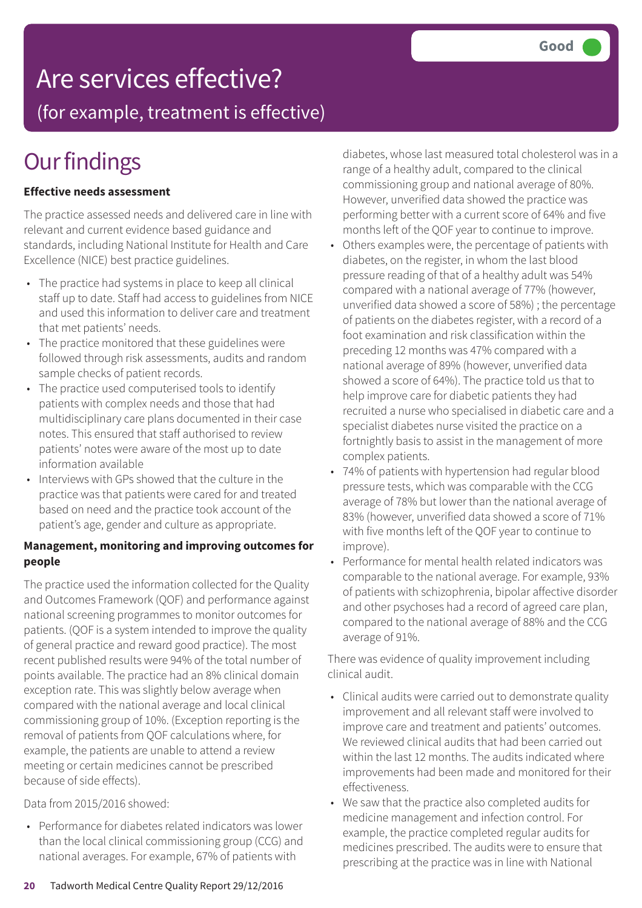# Are services effective?

## (for example, treatment is effective)

**Good**

## Our findings

**Effective needs assessment**

The practice assessed needs and delivered care in line with relevant and current evidence based guidance and standards, including National Institute for Health and Care Excellence (NICE) best practice guidelines.

- The practice had systems in place to keep all clinical staff up to date. Staff had access to guidelines from NICE and used this information to deliver care and treatment that met patients' needs.
- The practice monitored that these guidelines were followed through risk assessments, audits and random sample checks of patient records.
- The practice used computerised tools to identify patients with complex needs and those that had multidisciplinary care plans documented in their case notes. This ensured that staff authorised to review patients' notes were aware of the most up to date information available
- Interviews with GPs showed that the culture in the practice was that patients were cared for and treated based on need and the practice took account of the patient's age, gender and culture as appropriate.

**Management, monitoring and improving outcomes for people**

The practice used the information collected for the Quality and Outcomes Framework (QOF) and performance against national screening programmes to monitor outcomes for patients. (QOF is a system intended to improve the quality of general practice and reward good practice). The most recent published results were 94% of the total number of points available. The practice had an 8% clinical domain exception rate. This was slightly below average when compared with the national average and local clinical commissioning group of 10%. (Exception reporting is the removal of patients from QOF calculations where, for example, the patients are unable to attend a review meeting or certain medicines cannot be prescribed because of side effects).

Data from 2015/2016 showed:

- Performance for diabetes related indicators was lower than the local clinical commissioning group (CCG) and national averages. For example, 67% of patients with diabetes, whose last measured total cholesterol was in a range of a healthy adult, compared to the clinical commissioning group and national average of 80%. However, unverified data showed the practice was performing better with a current score of 64% and five months left of the QOF year to continue to improve.
- Others examples were, the percentage of patients with diabetes, on the register, in whom the last blood pressure reading of that of a healthy adult was 54% compared with a national average of 77% (however, unverified data showed a score of 58%) ; the percentage of patients on the diabetes register, with a record of a foot examination and risk classification within the preceding 12 months was 47% compared with a national average of 89% (however, unverified data showed a score of 64%). The practice told us that to help improve care for diabetic patients they had recruited a nurse who specialised in diabetic care and a specialist diabetes nurse visited the practice on a fortnightly basis to assist in the management of more complex patients.
- 74% of patients with hypertension had regular blood pressure tests, which was comparable with the CCG average of 78% but lower than the national average of 83% (however, unverified data showed a score of 71% with five months left of the QOF year to continue to improve).
- Performance for mental health related indicators was comparable to the national average. For example, 93% of patients with schizophrenia, bipolar affective disorder and other psychoses had a record of agreed care plan, compared to the national average of 88% and the CCG average of 91%.

There was evidence of quality improvement including clinical audit.

- Clinical audits were carried out to demonstrate quality improvement and all relevant staff were involved to improve care and treatment and patients' outcomes. We reviewed clinical audits that had been carried out within the last 12 months. The audits indicated where improvements had been made and monitored for their effectiveness.
- We saw that the practice also completed audits for medicine management and infection control. For example, the practice completed regular audits for medicines prescribed. The audits were to ensure that prescribing at the practice was in line with National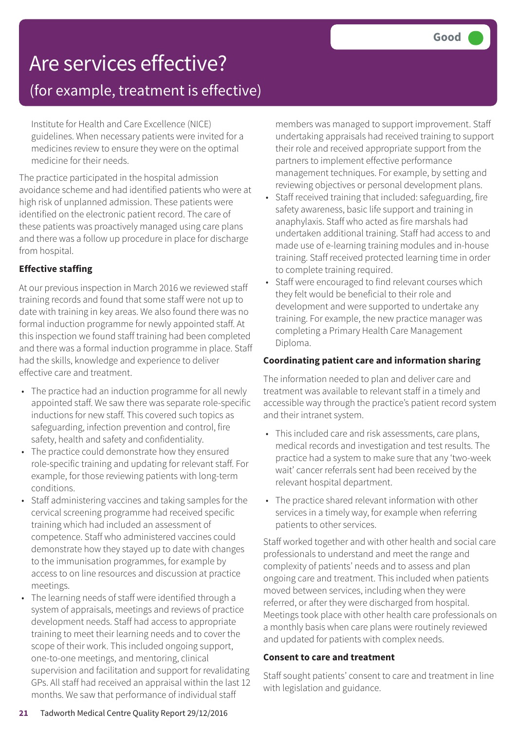# Are services effective?

## (for example, treatment is effective)

Good

Institute for Health and Care Excellence (NICE) guidelines. When necessary patients were invited for a medicines review to ensure they were on the optimal medicine for their needs.

The practice participated in the hospital admission avoidance scheme and had identified patients who were at high risk of unplanned admission. These patients were identified on the electronic patient record. The care of these patients was proactively managed using care plans and there was a follow up procedure in place for discharge from hospital.

**Effective staffing**

At our previous inspection in March 2016 we reviewed staff training records and found that some staff were not up to date with training in key areas. We also found there was no formal induction programme for newly appointed staff. At this inspection we found staff training had been completed and there was a formal induction programme in place. Staff had the skills, knowledge and experience to deliver effective care and treatment.

- The practice had an induction programme for all newly appointed staff. We saw there was separate role-specific inductions for new staff. This covered such topics as safeguarding, infection prevention and control, fire safety, health and safety and confidentiality.
- The practice could demonstrate how they ensured role-specific training and updating for relevant staff. For example, for those reviewing patients with long-term conditions.
- Staff administering vaccines and taking samples for the cervical screening programme had received specific training which had included an assessment of competence. Staff who administered vaccines could demonstrate how they stayed up to date with changes to the immunisation programmes, for example by access to on line resources and discussion at practice meetings.
- The learning needs of staff were identified through a system of appraisals, meetings and reviews of practice development needs. Staff had access to appropriate training to meet their learning needs and to cover the scope of their work. This included ongoing support, one-to-one meetings, and mentoring, clinical supervision and facilitation and support for revalidating GPs. All staff had received an appraisal within the last 12 months. We saw that performance of individual staff members was managed to support improvement. Staff undertaking appraisals had received training to support their role and received appropriate support from the partners to implement effective performance management techniques. For example, by setting and reviewing objectives or personal development plans.
- Staff received training that included: safeguarding, fire safety awareness, basic life support and training in anaphylaxis. Staff who acted as fire marshals had undertaken additional training. Staff had access to and made use of e-learning training modules and in-house training. Staff received protected learning time in order to complete training required.
- Staff were encouraged to find relevant courses which they felt would be beneficial to their role and development and were supported to undertake any training. For example, the new practice manager was completing a Primary Health Care Management Diploma.

**Coordinating patient care and information sharing**

The information needed to plan and deliver care and treatment was available to relevant staff in a timely and accessible way through the practice's patient record system and their intranet system.

- This included care and risk assessments, care plans, medical records and investigation and test results. The practice had a system to make sure that any 'two-week wait' cancer referrals sent had been received by the relevant hospital department.
- The practice shared relevant information with other services in a timely way, for example when referring patients to other services.

Staff worked together and with other health and social care professionals to understand and meet the range and complexity of patients' needs and to assess and plan ongoing care and treatment. This included when patients moved between services, including when they were referred, or after they were discharged from hospital. Meetings took place with other health care professionals on a monthly basis when care plans were routinely reviewed and updated for patients with complex needs.

**Consent to care and treatment**

Staff sought patients' consent to care and treatment in line with legislation and guidance.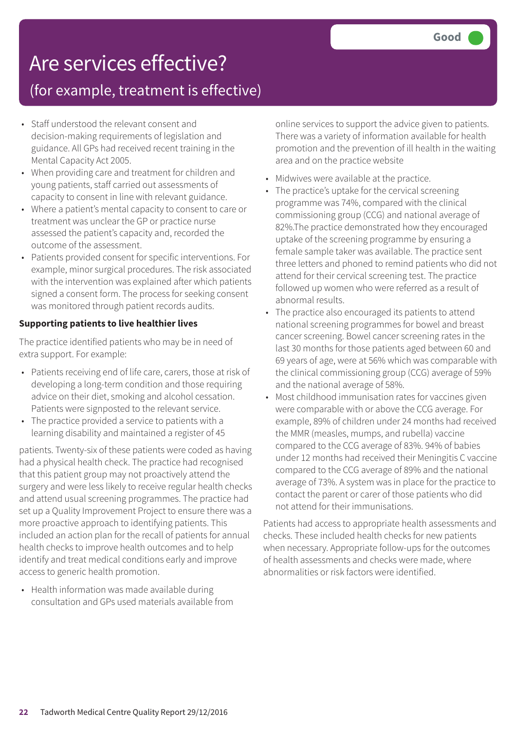# Are services effective?

## (for example, treatment is effective)

Good

- Staff understood the relevant consent and decision-making requirements of legislation and guidance. All GPs had received recent training in the Mental Capacity Act 2005.
- When providing care and treatment for children and young patients, staff carried out assessments of capacity to consent in line with relevant guidance.
- Where a patient's mental capacity to consent to care or treatment was unclear the GP or practice nurse assessed the patient's capacity and, recorded the outcome of the assessment.
- Patients provided consent for specific interventions. For example, minor surgical procedures. The risk associated with the intervention was explained after which patients signed a consent form. The process for seeking consent was monitored through patient records audits.

**Supporting patients to live healthier lives**

The practice identified patients who may be in need of extra support. For example:

- Patients receiving end of life care, carers, those at risk of developing a long-term condition and those requiring advice on their diet, smoking and alcohol cessation. Patients were signposted to the relevant service.
- The practice provided a service to patients with a learning disability and maintained a register of 45

patients. Twenty-six of these patients were coded as having had a physical health check. The practice had recognised that this patient group may not proactively attend the surgery and were less likely to receive regular health checks and attend usual screening programmes. The practice had set up a Quality Improvement Project to ensure there was a more proactive approach to identifying patients. This included an action plan for the recall of patients for annual health checks to improve health outcomes and to help identify and treat medical conditions early and improve access to generic health promotion.

- Health information was made available during consultation and GPs used materials available from online services to support the advice given to patients. There was a variety of information available for health promotion and the prevention of ill health in the waiting area and on the practice website
- Midwives were available at the practice.
- The practice's uptake for the cervical screening programme was 74%, compared with the clinical commissioning group (CCG) and national average of 82%.The practice demonstrated how they encouraged uptake of the screening programme by ensuring a female sample taker was available. The practice sent three letters and phoned to remind patients who did not attend for their cervical screening test. The practice followed up women who were referred as a result of abnormal results.
- The practice also encouraged its patients to attend national screening programmes for bowel and breast cancer screening. Bowel cancer screening rates in the last 30 months for those patients aged between 60 and 69 years of age, were at 56% which was comparable with the clinical commissioning group (CCG) average of 59% and the national average of 58%.
- Most childhood immunisation rates for vaccines given were comparable with or above the CCG average. For example, 89% of children under 24 months had received the MMR (measles, mumps, and rubella) vaccine compared to the CCG average of 83%. 94% of babies under 12 months had received their Meningitis C vaccine compared to the CCG average of 89% and the national average of 73%. A system was in place for the practice to contact the parent or carer of those patients who did not attend for their immunisations.

Patients had access to appropriate health assessments and checks. These included health checks for new patients when necessary. Appropriate follow-ups for the outcomes of health assessments and checks were made, where abnormalities or risk factors were identified.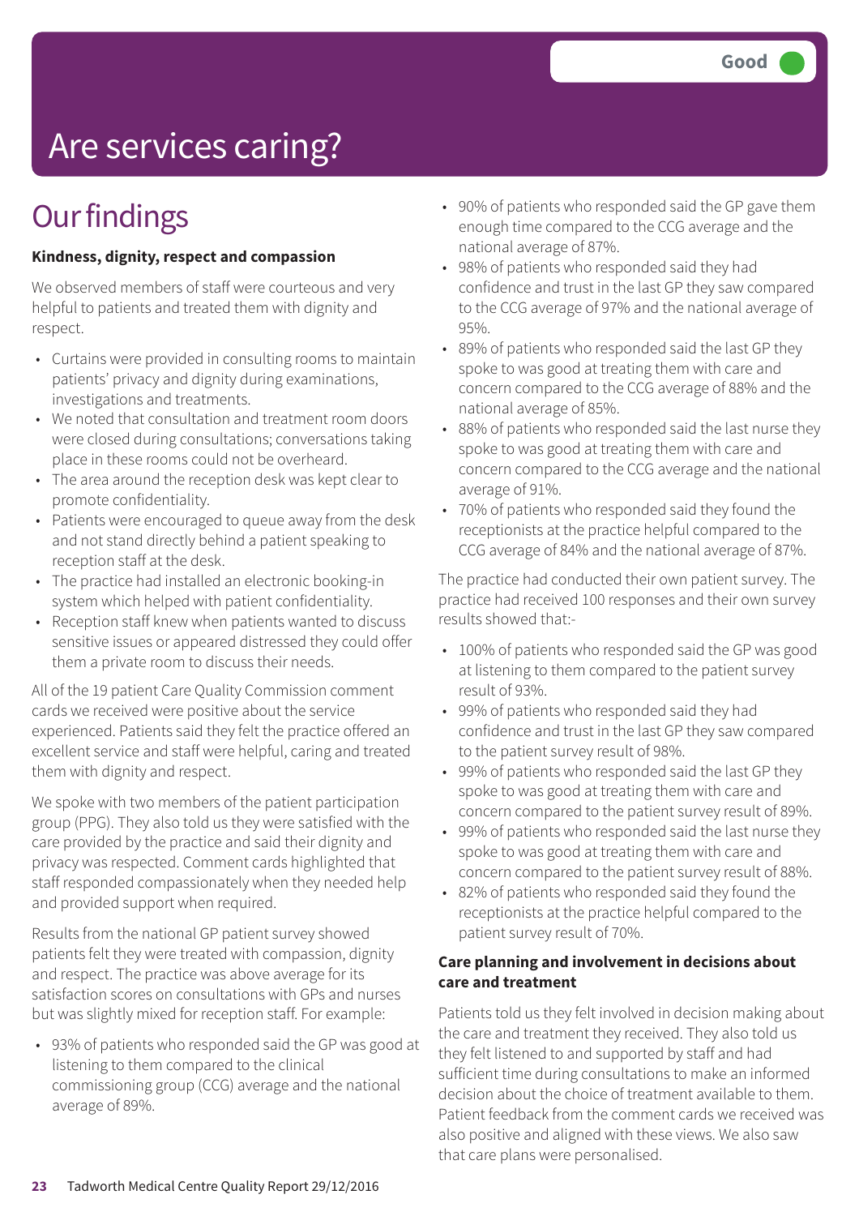# Are services caring?

Good

## Our findings

**Kindness, dignity, respect and compassion**

We observed members of staff were courteous and very helpful to patients and treated them with dignity and respect.

- Curtains were provided in consulting rooms to maintain patients' privacy and dignity during examinations, investigations and treatments.
- We noted that consultation and treatment room doors were closed during consultations; conversations taking place in these rooms could not be overheard.
- The area around the reception desk was kept clear to promote confidentiality.
- Patients were encouraged to queue away from the desk and not stand directly behind a patient speaking to reception staff at the desk.
- The practice had installed an electronic booking-in system which helped with patient confidentiality.
- Reception staff knew when patients wanted to discuss sensitive issues or appeared distressed they could offer them a private room to discuss their needs.

All of the 19 patient Care Quality Commission comment cards we received were positive about the service experienced. Patients said they felt the practice offered an excellent service and staff were helpful, caring and treated them with dignity and respect.

We spoke with two members of the patient participation group (PPG). They also told us they were satisfied with the care provided by the practice and said their dignity and privacy was respected. Comment cards highlighted that staff responded compassionately when they needed help and provided support when required.

Results from the national GP patient survey showed patients felt they were treated with compassion, dignity and respect. The practice was above average for its satisfaction scores on consultations with GPs and nurses but was slightly mixed for reception staff. For example:

- 93% of patients who responded said the GP was good at listening to them compared to the clinical commissioning group (CCG) average and the national average of 89%.
- 90% of patients who responded said the GP gave them enough time compared to the CCG average and the national average of 87%.
- 98% of patients who responded said they had confidence and trust in the last GP they saw compared to the CCG average of 97% and the national average of 95%.
- 89% of patients who responded said the last GP they spoke to was good at treating them with care and concern compared to the CCG average of 88% and the national average of 85%.
- 88% of patients who responded said the last nurse they spoke to was good at treating them with care and concern compared to the CCG average and the national average of 91%.
- 70% of patients who responded said they found the receptionists at the practice helpful compared to the CCG average of 84% and the national average of 87%.

The practice had conducted their own patient survey. The practice had received 100 responses and their own survey results showed that:-

- 100% of patients who responded said the GP was good at listening to them compared to the patient survey result of 93%.
- 99% of patients who responded said they had confidence and trust in the last GP they saw compared to the patient survey result of 98%.
- 99% of patients who responded said the last GP they spoke to was good at treating them with care and concern compared to the patient survey result of 89%.
- 99% of patients who responded said the last nurse they spoke to was good at treating them with care and concern compared to the patient survey result of 88%.
- 82% of patients who responded said they found the receptionists at the practice helpful compared to the patient survey result of 70%.

**Care planning and involvement in decisions about care and treatment**

Patients told us they felt involved in decision making about the care and treatment they received. They also told us they felt listened to and supported by staff and had sufficient time during consultations to make an informed decision about the choice of treatment available to them. Patient feedback from the comment cards we received was also positive and aligned with these views. We also saw that care plans were personalised.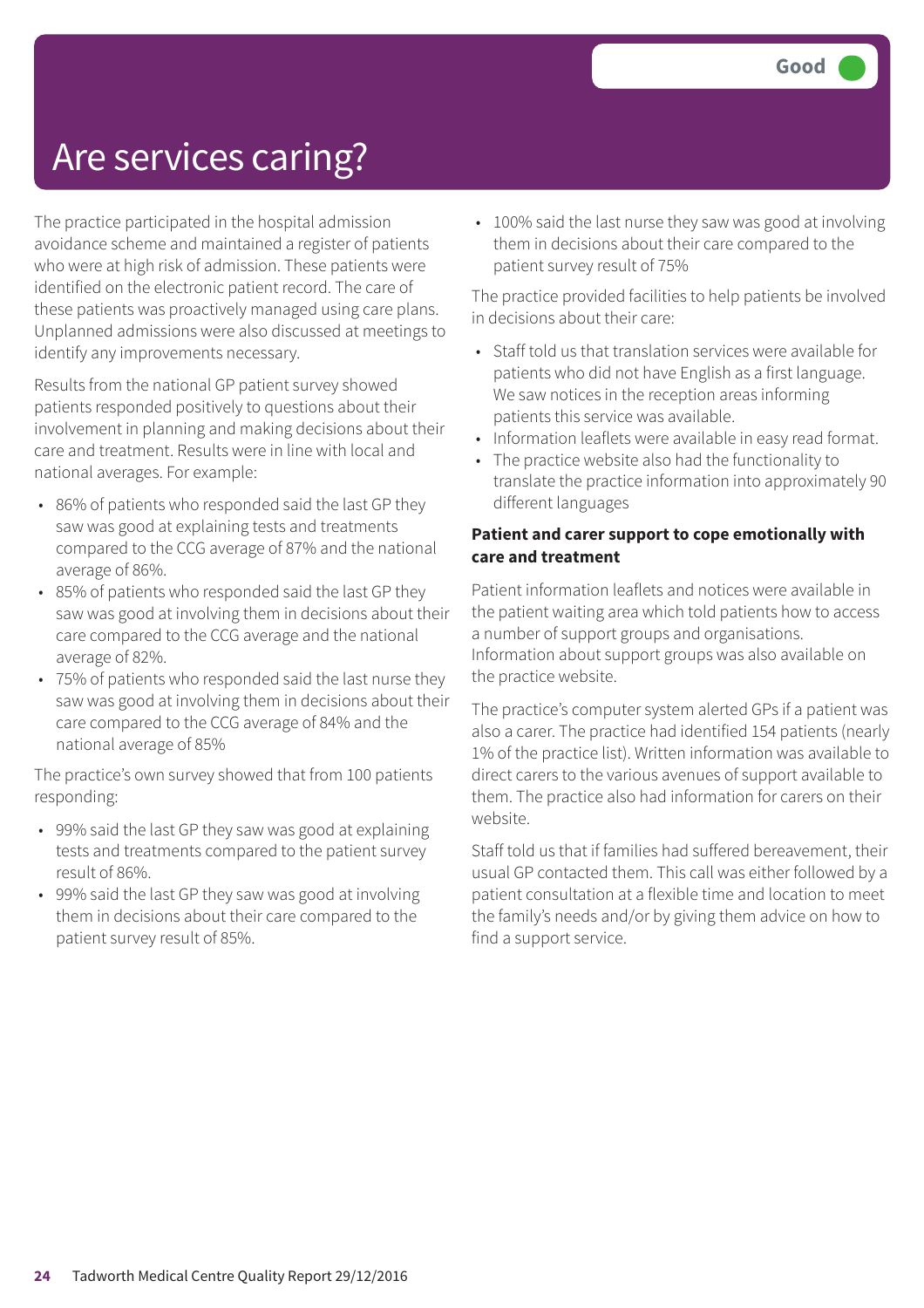# Are services caring?

Good

The practice participated in the hospital admission avoidance scheme and maintained a register of patients who were at high risk of admission. These patients were identified on the electronic patient record. The care of these patients was proactively managed using care plans. Unplanned admissions were also discussed at meetings to identify any improvements necessary.

Results from the national GP patient survey showed patients responded positively to questions about their involvement in planning and making decisions about their care and treatment. Results were in line with local and national averages. For example:

- 86% of patients who responded said the last GP they saw was good at explaining tests and treatments compared to the CCG average of 87% and the national average of 86%.
- 85% of patients who responded said the last GP they saw was good at involving them in decisions about their care compared to the CCG average and the national average of 82%.
- 75% of patients who responded said the last nurse they saw was good at involving them in decisions about their care compared to the CCG average of 84% and the national average of 85%

The practice's own survey showed that from 100 patients responding:

- 99% said the last GP they saw was good at explaining tests and treatments compared to the patient survey result of 86%.
- 99% said the last GP they saw was good at involving them in decisions about their care compared to the patient survey result of 85%.
- 100% said the last nurse they saw was good at involving them in decisions about their care compared to the patient survey result of 75%

The practice provided facilities to help patients be involved in decisions about their care:

- Staff told us that translation services were available for patients who did not have English as a first language. We saw notices in the reception areas informing patients this service was available.
- Information leaflets were available in easy read format.
- The practice website also had the functionality to translate the practice information into approximately 90 different languages

**Patient and carer support to cope emotionally with care and treatment**

Patient information leaflets and notices were available in the patient waiting area which told patients how to access a number of support groups and organisations. Information about support groups was also available on the practice website.

The practice's computer system alerted GPs if a patient was also a carer. The practice had identified 154 patients (nearly 1% of the practice list). Written information was available to direct carers to the various avenues of support available to them. The practice also had information for carers on their website.

Staff told us that if families had suffered bereavement, their usual GP contacted them. This call was either followed by a patient consultation at a flexible time and location to meet the family's needs and/or by giving them advice on how to find a support service.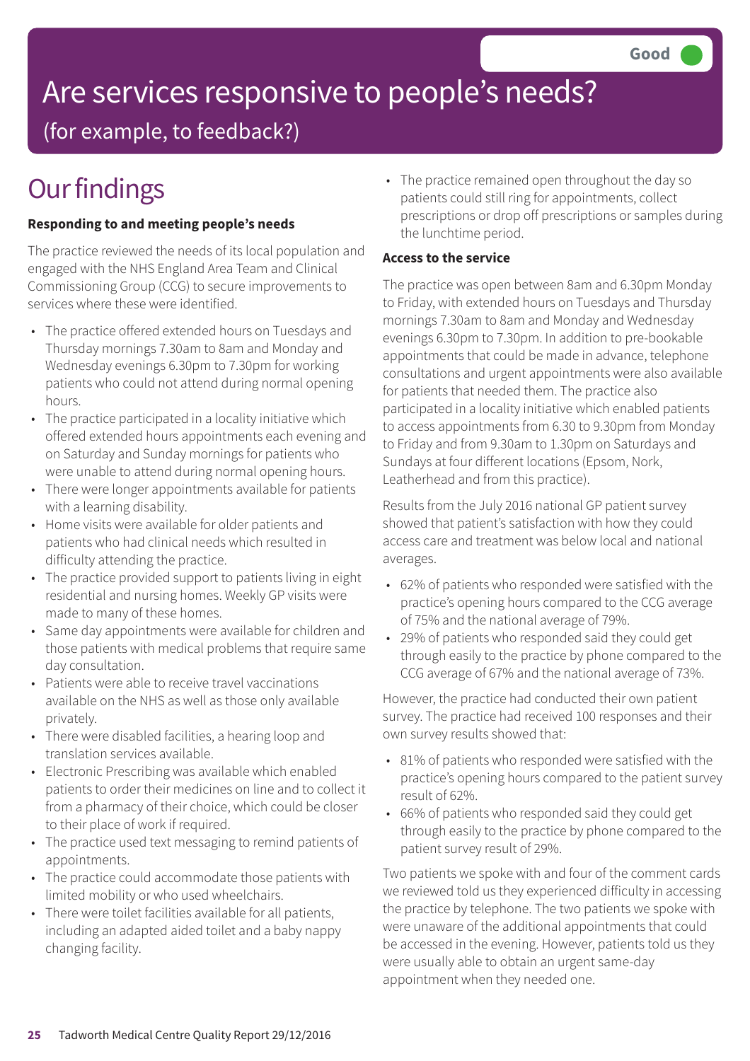Good

# Are services responsive to people's needs?

(for example, to feedback?)

## Our findings

**Responding to and meeting people's needs**

The practice reviewed the needs of its local population and engaged with the NHS England Area Team and Clinical Commissioning Group (CCG) to secure improvements to services where these were identified.

- The practice offered extended hours on Tuesdays and Thursday mornings 7.30am to 8am and Monday and Wednesday evenings 6.30pm to 7.30pm for working patients who could not attend during normal opening hours.
- The practice participated in a locality initiative which offered extended hours appointments each evening and on Saturday and Sunday mornings for patients who were unable to attend during normal opening hours.
- There were longer appointments available for patients with a learning disability.
- Home visits were available for older patients and patients who had clinical needs which resulted in difficulty attending the practice.
- The practice provided support to patients living in eight residential and nursing homes. Weekly GP visits were made to many of these homes.
- Same day appointments were available for children and those patients with medical problems that require same day consultation.
- Patients were able to receive travel vaccinations available on the NHS as well as those only available privately.
- There were disabled facilities, a hearing loop and translation services available.
- Electronic Prescribing was available which enabled patients to order their medicines on line and to collect it from a pharmacy of their choice, which could be closer to their place of work if required.
- The practice used text messaging to remind patients of appointments.
- The practice could accommodate those patients with limited mobility or who used wheelchairs.
- There were toilet facilities available for all patients, including an adapted aided toilet and a baby nappy changing facility.
- The practice remained open throughout the day so patients could still ring for appointments, collect prescriptions or drop off prescriptions or samples during the lunchtime period.

**Access to the service**

The practice was open between 8am and 6.30pm Monday to Friday, with extended hours on Tuesdays and Thursday mornings 7.30am to 8am and Monday and Wednesday evenings 6.30pm to 7.30pm. In addition to pre-bookable appointments that could be made in advance, telephone consultations and urgent appointments were also available for patients that needed them. The practice also participated in a locality initiative which enabled patients to access appointments from 6.30 to 9.30pm from Monday to Friday and from 9.30am to 1.30pm on Saturdays and Sundays at four different locations (Epsom, Nork, Leatherhead and from this practice).

Results from the July 2016 national GP patient survey showed that patient's satisfaction with how they could access care and treatment was below local and national averages.

- 62% of patients who responded were satisfied with the practice's opening hours compared to the CCG average of 75% and the national average of 79%.
- 29% of patients who responded said they could get through easily to the practice by phone compared to the CCG average of 67% and the national average of 73%.

However, the practice had conducted their own patient survey. The practice had received 100 responses and their own survey results showed that:

- 81% of patients who responded were satisfied with the practice's opening hours compared to the patient survey result of 62%.
- 66% of patients who responded said they could get through easily to the practice by phone compared to the patient survey result of 29%.

Two patients we spoke with and four of the comment cards we reviewed told us they experienced difficulty in accessing the practice by telephone. The two patients we spoke with were unaware of the additional appointments that could be accessed in the evening. However, patients told us they were usually able to obtain an urgent same-day appointment when they needed one.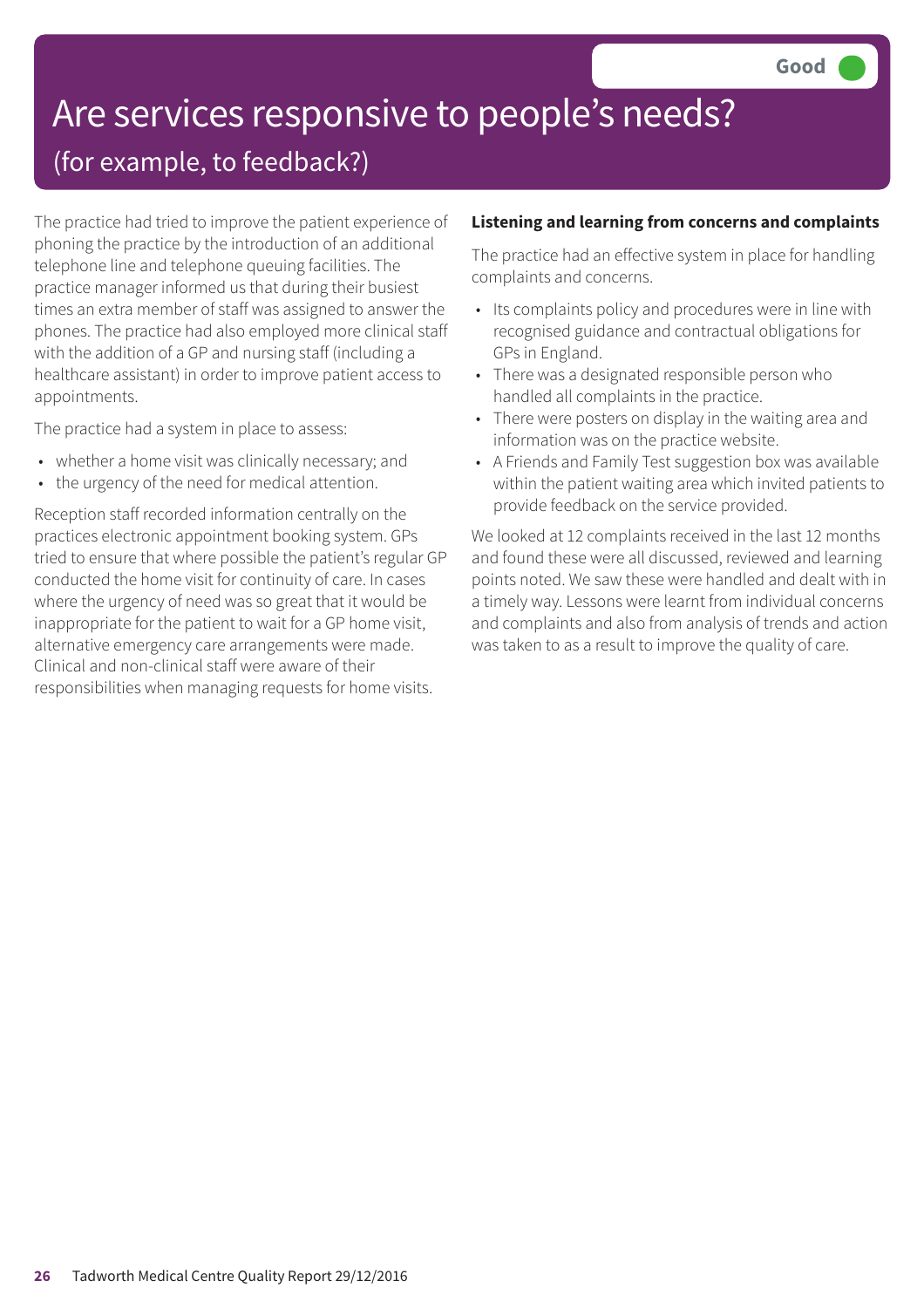# Are services responsive to people's needs?

## (for example, to feedback?)

**Good**

The practice had tried to improve the patient experience of phoning the practice by the introduction of an additional telephone line and telephone queuing facilities. The practice manager informed us that during their busiest times an extra member of staff was assigned to answer the phones. The practice had also employed more clinical staff with the addition of a GP and nursing staff (including a healthcare assistant) in order to improve patient access to appointments.

The practice had a system in place to assess:

- whether a home visit was clinically necessary; and
- the urgency of the need for medical attention.

Reception staff recorded information centrally on the practices electronic appointment booking system. GPs tried to ensure that where possible the patient's regular GP conducted the home visit for continuity of care. In cases where the urgency of need was so great that it would be inappropriate for the patient to wait for a GP home visit, alternative emergency care arrangements were made. Clinical and non-clinical staff were aware of their responsibilities when managing requests for home visits.

**Listening and learning from concerns and complaints**

The practice had an effective system in place for handling complaints and concerns.

- Its complaints policy and procedures were in line with recognised guidance and contractual obligations for GPs in England.
- There was a designated responsible person who handled all complaints in the practice.
- There were posters on display in the waiting area and information was on the practice website.
- A Friends and Family Test suggestion box was available within the patient waiting area which invited patients to provide feedback on the service provided.

We looked at 12 complaints received in the last 12 months and found these were all discussed, reviewed and learning points noted. We saw these were handled and dealt with in a timely way. Lessons were learnt from individual concerns and complaints and also from analysis of trends and action was taken to as a result to improve the quality of care.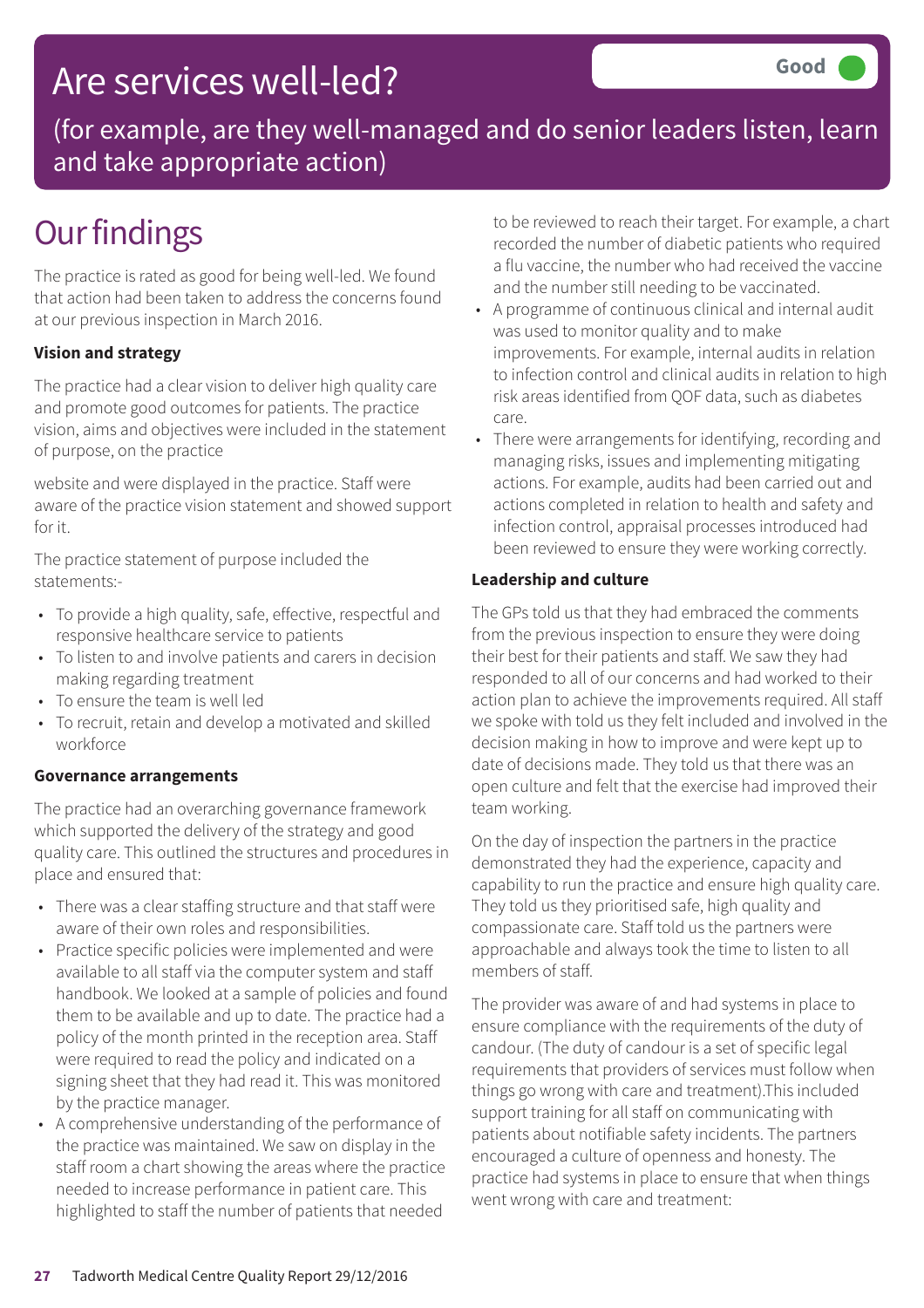# Are services well-led?

(for example, are they well-managed and do senior leaders listen, learn and take appropriate action)

Good

## Our findings

The practice is rated as good for being well-led. We found that action had been taken to address the concerns found at our previous inspection in March 2016.

**Vision and strategy**

The practice had a clear vision to deliver high quality care and promote good outcomes for patients. The practice vision, aims and objectives were included in the statement of purpose, on the practice website and were displayed in the practice. Staff were aware of the practice vision statement and showed support for it.

The practice statement of purpose included the statements:-

- To provide a high quality, safe, effective, respectful and responsive healthcare service to patients
- To listen to and involve patients and carers in decision making regarding treatment
- To ensure the team is well led
- To recruit, retain and develop a motivated and skilled workforce

**Governance arrangements**

The practice had an overarching governance framework which supported the delivery of the strategy and good quality care. This outlined the structures and procedures in place and ensured that:

- There was a clear staffing structure and that staff were aware of their own roles and responsibilities.
- Practice specific policies were implemented and were available to all staff via the computer system and staff handbook. We looked at a sample of policies and found them to be available and up to date. The practice had a policy of the month printed in the reception area. Staff were required to read the policy and indicated on a signing sheet that they had read it. This was monitored by the practice manager.
- A comprehensive understanding of the performance of the practice was maintained. We saw on display in the staff room a chart showing the areas where the practice needed to increase performance in patient care. This highlighted to staff the number of patients that needed to be reviewed to reach their target. For example, a chart recorded the number of diabetic patients who required a flu vaccine, the number who had received the vaccine and the number still needing to be vaccinated.
- A programme of continuous clinical and internal audit was used to monitor quality and to make improvements. For example, internal audits in relation to infection control and clinical audits in relation to high risk areas identified from QOF data, such as diabetes care.
- There were arrangements for identifying, recording and managing risks, issues and implementing mitigating actions. For example, audits had been carried out and actions completed in relation to health and safety and infection control, appraisal processes introduced had been reviewed to ensure they were working correctly.

**Leadership and culture**

The GPs told us that they had embraced the comments from the previous inspection to ensure they were doing their best for their patients and staff. We saw they had responded to all of our concerns and had worked to their action plan to achieve the improvements required. All staff we spoke with told us they felt included and involved in the decision making in how to improve and were kept up to date of decisions made. They told us that there was an open culture and felt that the exercise had improved their team working.

On the day of inspection the partners in the practice demonstrated they had the experience, capacity and capability to run the practice and ensure high quality care. They told us they prioritised safe, high quality and compassionate care. Staff told us the partners were approachable and always took the time to listen to all members of staff.

The provider was aware of and had systems in place to ensure compliance with the requirements of the duty of candour. (The duty of candour is a set of specific legal requirements that providers of services must follow when things go wrong with care and treatment).This included support training for all staff on communicating with patients about notifiable safety incidents. The partners encouraged a culture of openness and honesty. The practice had systems in place to ensure that when things went wrong with care and treatment: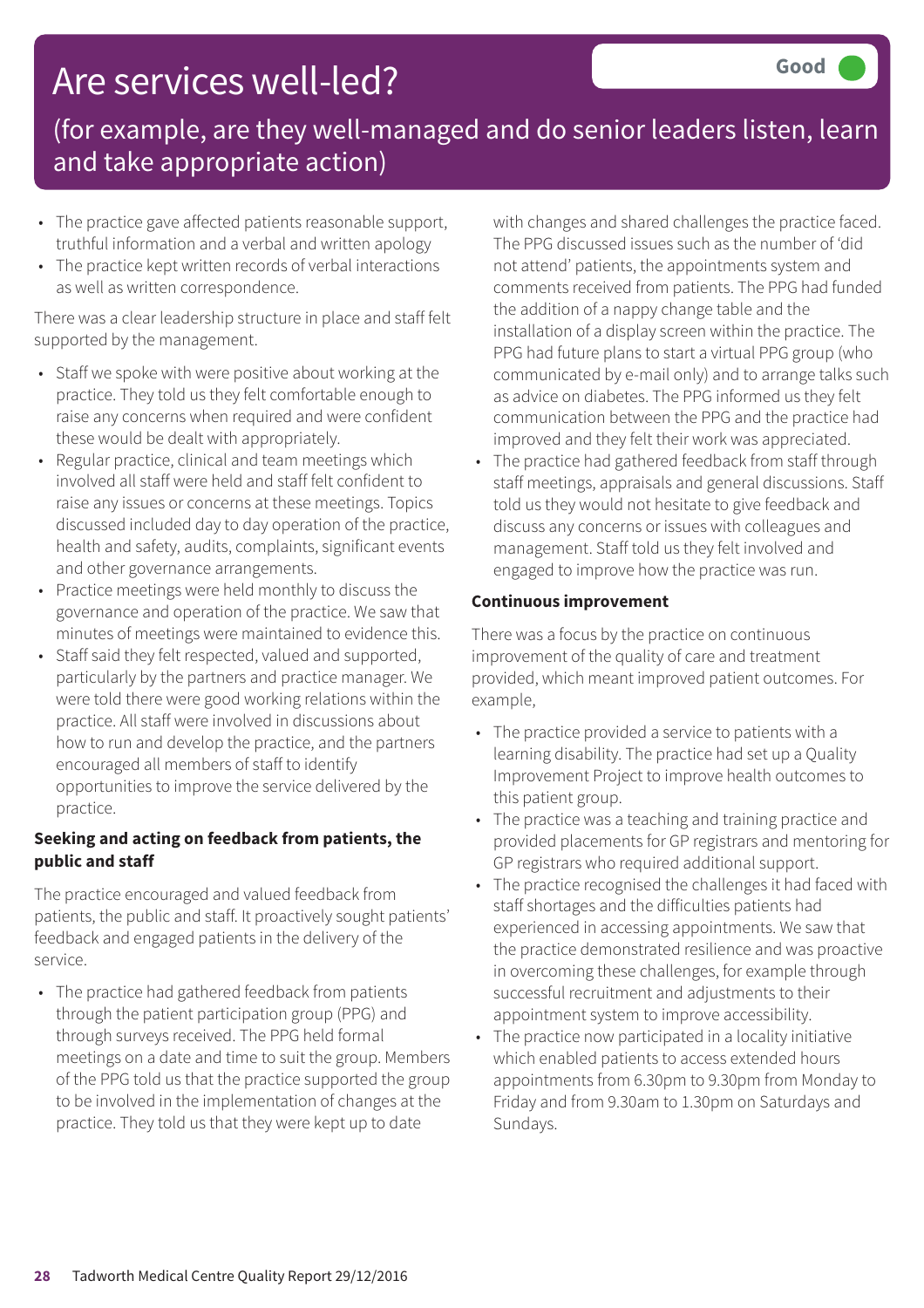# Are services well-led?

**Good**

## (for example, are they well-managed and do senior leaders listen, learn and take appropriate action)

- The practice gave affected patients reasonable support, truthful information and a verbal and written apology
- The practice kept written records of verbal interactions as well as written correspondence.

There was a clear leadership structure in place and staff felt supported by the management.

- Staff we spoke with were positive about working at the practice. They told us they felt comfortable enough to raise any concerns when required and were confident these would be dealt with appropriately.
- Regular practice, clinical and team meetings which involved all staff were held and staff felt confident to raise any issues or concerns at these meetings. Topics discussed included day to day operation of the practice, health and safety, audits, complaints, significant events and other governance arrangements.
- Practice meetings were held monthly to discuss the governance and operation of the practice. We saw that minutes of meetings were maintained to evidence this.
- Staff said they felt respected, valued and supported, particularly by the partners and practice manager. We were told there were good working relations within the practice. All staff were involved in discussions about how to run and develop the practice, and the partners encouraged all members of staff to identify opportunities to improve the service delivered by the practice.

**Seeking and acting on feedback from patients, the public and staff**

The practice encouraged and valued feedback from patients, the public and staff. It proactively sought patients' feedback and engaged patients in the delivery of the service.

- The practice had gathered feedback from patients through the patient participation group (PPG) and through surveys received. The PPG held formal meetings on a date and time to suit the group. Members of the PPG told us that the practice supported the group to be involved in the implementation of changes at the practice. They told us that they were kept up to date with changes and shared challenges the practice faced. The PPG discussed issues such as the number of 'did not attend' patients, the appointments system and comments received from patients. The PPG had funded the addition of a nappy change table and the installation of a display screen within the practice. The PPG had future plans to start a virtual PPG group (who communicated by e-mail only) and to arrange talks such as advice on diabetes. The PPG informed us they felt communication between the PPG and the practice had improved and they felt their work was appreciated.
- The practice had gathered feedback from staff through staff meetings, appraisals and general discussions. Staff told us they would not hesitate to give feedback and discuss any concerns or issues with colleagues and management. Staff told us they felt involved and engaged to improve how the practice was run.

**Continuous improvement**

There was a focus by the practice on continuous improvement of the quality of care and treatment provided, which meant improved patient outcomes. For example,

- The practice provided a service to patients with a learning disability. The practice had set up a Quality Improvement Project to improve health outcomes to this patient group.
- The practice was a teaching and training practice and provided placements for GP registrars and mentoring for GP registrars who required additional support.
- The practice recognised the challenges it had faced with staff shortages and the difficulties patients had experienced in accessing appointments. We saw that the practice demonstrated resilience and was proactive in overcoming these challenges, for example through successful recruitment and adjustments to their appointment system to improve accessibility.
- The practice now participated in a locality initiative which enabled patients to access extended hours appointments from 6.30pm to 9.30pm from Monday to Friday and from 9.30am to 1.30pm on Saturdays and Sundays.